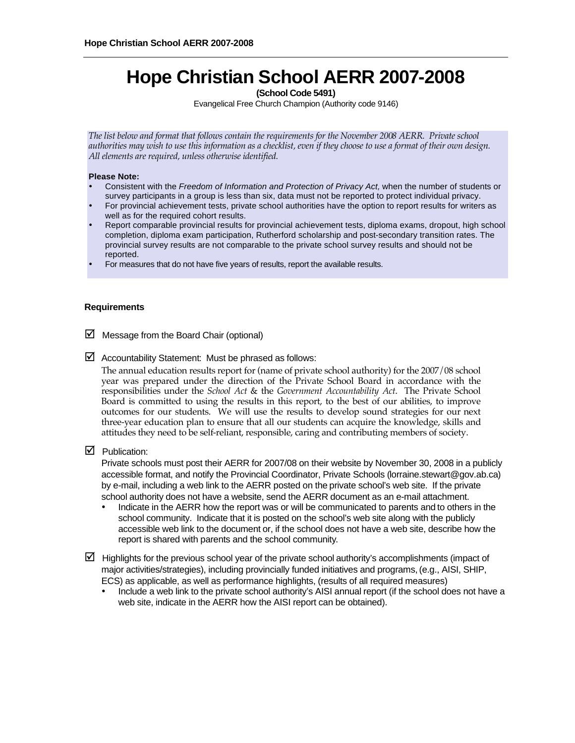# Hope Christian School AERR 2007-2008

**(School Code 5491)**

Evangelical Free Church Champion (Authority code 9146)

*The list below and format that follows contain the requirements for the November 2008 AERR. Private school authorities may wish to use this information as a checklist, even if they choose to use a format of their own design. All elements are required, unless otherwise identified.*

**Please Note:**

- Consistent with the *Freedom of Information and Protection of Privacy Act*, when the number of students or survey participants in a group is less than six, data must not be reported to protect individual privacy.
- For provincial achievement tests, private school authorities have the option to report results for writers as well as for the required cohort results.
- Report comparable provincial results for provincial achievement tests, diploma exams, dropout, high school completion, diploma exam participation, Rutherford scholarship and post-secondary transition rates. The provincial survey results are not comparable to the private school survey results and should not be reported.
- For measures that do not have five years of results, report the available results.

**Requirements**

☑ Message from the Board Chair (optional)

☑ Accountability Statement: Must be phrased as follows:

The annual education results report for (name of private school authority) for the 2007/08 school year was prepared under the direction of the Private School Board in accordance with the responsibilities under the *School Act* & the *Government Accountability Act*. The Private School Board is committed to using the results in this report, to the best of our abilities, to improve outcomes for our students. We will use the results to develop sound strategies for our next three-year education plan to ensure that all our students can acquire the knowledge, skills and attitudes they need to be self-reliant, responsible, caring and contributing members of society.

☑ Publication:

Private schools must post their AERR for 2007/08 on their website by November 30, 2008 in a publicly accessible format, and notify the Provincial Coordinator, Private Schools (lorraine.stewart@gov.ab.ca) by e-mail, including a web link to the AERR posted on the private school's web site. If the private school authority does not have a website, send the AERR document as an e-mail attachment.

- Indicate in the AERR how the report was or will be communicated to parents and to others in the school community. Indicate that it is posted on the school's web site along with the publicly accessible web link to the document or, if the school does not have a web site, describe how the report is shared with parents and the school community.

☑ Highlights for the previous school year of the private school authority's accomplishments (impact of major activities/strategies), including provincially funded initiatives and programs, (e.g., AISI, SHIP, ECS) as applicable, as well as performance highlights, (results of all required measures)

- Include a web link to the private school authority's AISI annual report (if the school does not have a web site, indicate in the AERR how the AISI report can be obtained).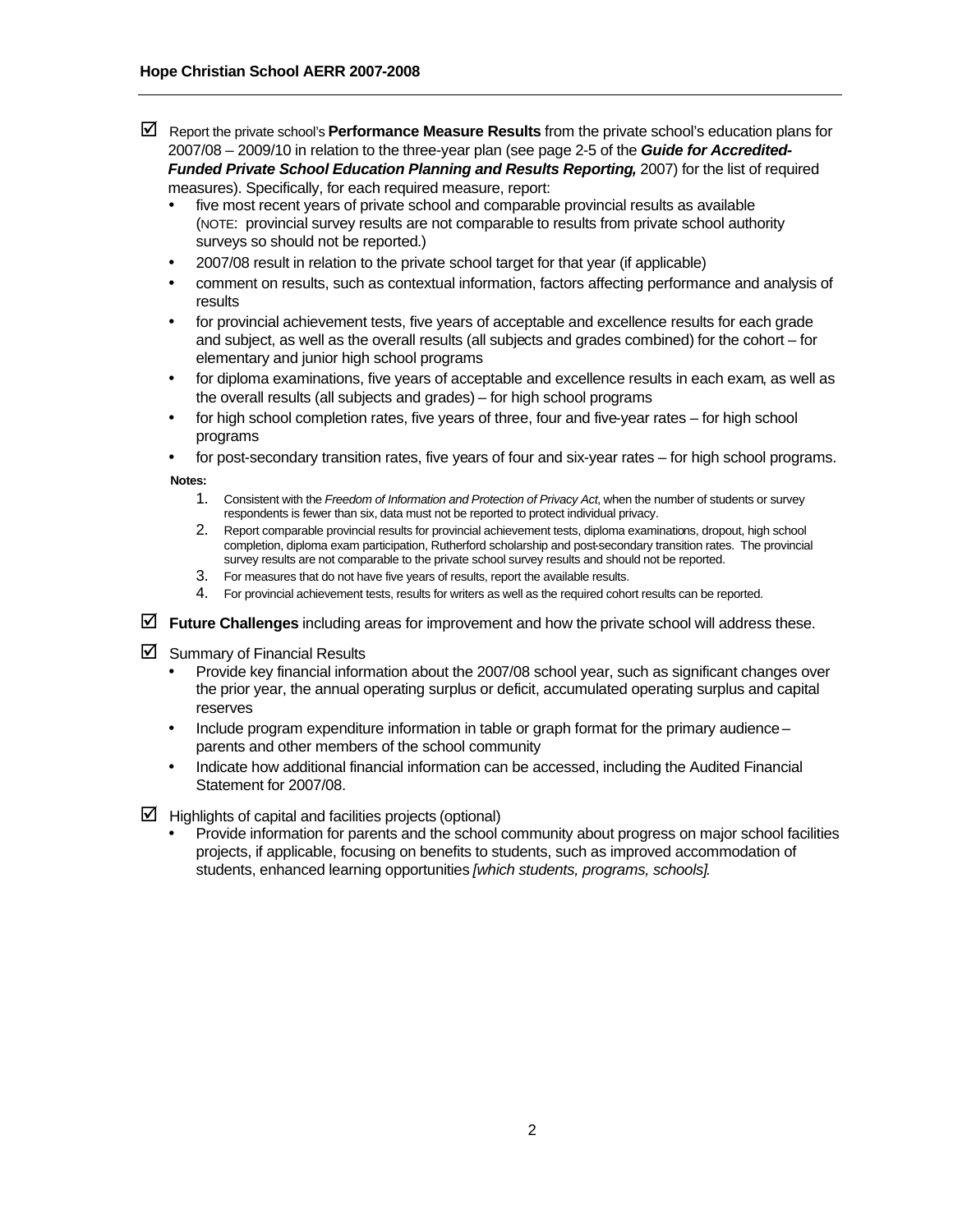☑ Report the private school's **Performance Measure Results** from the private school's education plans for 2007/08 – 2009/10 in relation to the three-year plan (see page 2-5 of the ***Guide for Accredited-Funded Private School Education Planning and Results Reporting,*** 2007) for the list of required measures). Specifically, for each required measure, report:

- five most recent years of private school and comparable provincial results as available (NOTE: provincial survey results are not comparable to results from private school authority surveys so should not be reported.)
- 2007/08 result in relation to the private school target for that year (if applicable)
- comment on results, such as contextual information, factors affecting performance and analysis of results
- for provincial achievement tests, five years of acceptable and excellence results for each grade and subject, as well as the overall results (all subjects and grades combined) for the cohort – for elementary and junior high school programs
- for diploma examinations, five years of acceptable and excellence results in each exam, as well as the overall results (all subjects and grades) – for high school programs
- for high school completion rates, five years of three, four and five-year rates – for high school programs
- for post-secondary transition rates, five years of four and six-year rates – for high school programs.

**Notes:**

1. Consistent with the *Freedom of Information and Protection of Privacy Act*, when the number of students or survey respondents is fewer than six, data must not be reported to protect individual privacy.
2. Report comparable provincial results for provincial achievement tests, diploma examinations, dropout, high school completion, diploma exam participation, Rutherford scholarship and post-secondary transition rates. The provincial survey results are not comparable to the private school survey results and should not be reported.
3. For measures that do not have five years of results, report the available results.
4. For provincial achievement tests, results for writers as well as the required cohort results can be reported.

☑ **Future Challenges** including areas for improvement and how the private school will address these.

☑ Summary of Financial Results

- Provide key financial information about the 2007/08 school year, such as significant changes over the prior year, the annual operating surplus or deficit, accumulated operating surplus and capital reserves
- Include program expenditure information in table or graph format for the primary audience – parents and other members of the school community
- Indicate how additional financial information can be accessed, including the Audited Financial Statement for 2007/08.

☑ Highlights of capital and facilities projects (optional)

- Provide information for parents and the school community about progress on major school facilities projects, if applicable, focusing on benefits to students, such as improved accommodation of students, enhanced learning opportunities *[which students, programs, schools].*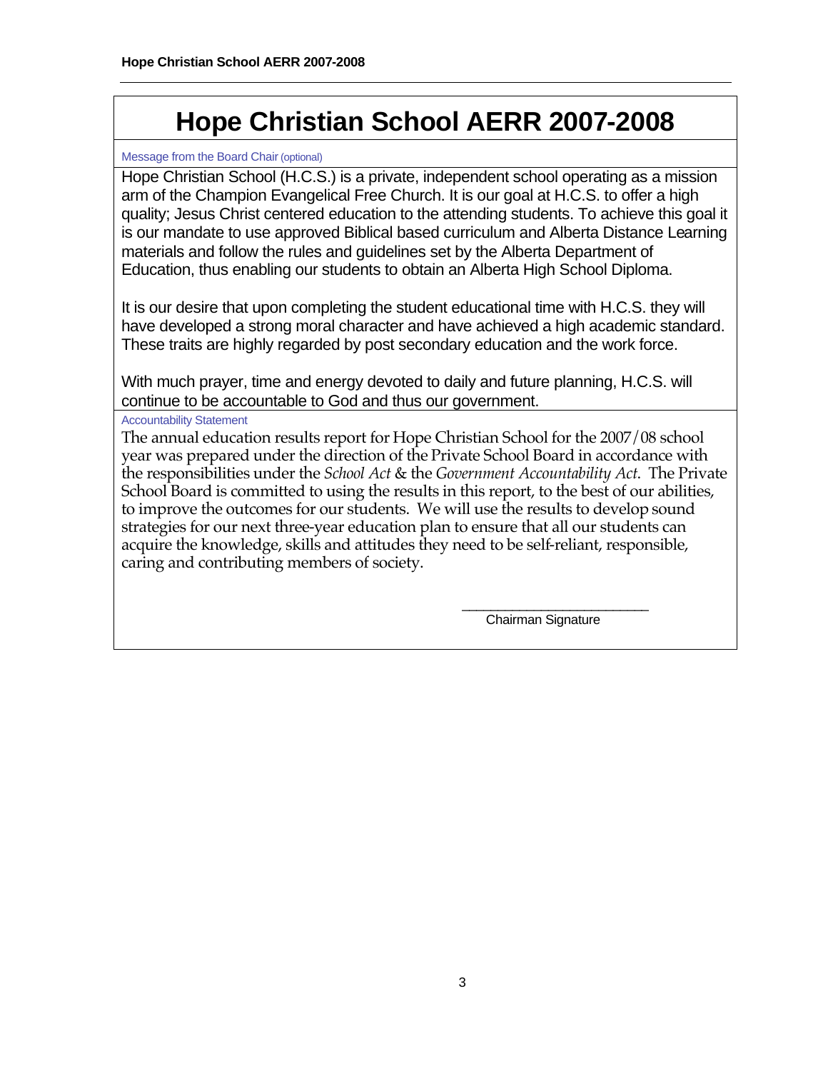# Hope Christian School AERR 2007-2008

Message from the Board Chair (optional)

Hope Christian School (H.C.S.) is a private, independent school operating as a mission arm of the Champion Evangelical Free Church. It is our goal at H.C.S. to offer a high quality; Jesus Christ centered education to the attending students. To achieve this goal it is our mandate to use approved Biblical based curriculum and Alberta Distance Learning materials and follow the rules and guidelines set by the Alberta Department of Education, thus enabling our students to obtain an Alberta High School Diploma.

It is our desire that upon completing the student educational time with H.C.S. they will have developed a strong moral character and have achieved a high academic standard. These traits are highly regarded by post secondary education and the work force.

With much prayer, time and energy devoted to daily and future planning, H.C.S. will continue to be accountable to God and thus our government.

Accountability Statement

The annual education results report for Hope Christian School for the 2007/08 school year was prepared under the direction of the Private School Board in accordance with the responsibilities under the *School Act* & the *Government Accountability Act*. The Private School Board is committed to using the results in this report, to the best of our abilities, to improve the outcomes for our students. We will use the results to develop sound strategies for our next three-year education plan to ensure that all our students can acquire the knowledge, skills and attitudes they need to be self-reliant, responsible, caring and contributing members of society.

\_\_\_\_\_\_\_\_\_\_\_\_\_\_\_\_\_\_\_\_\_\_\_\_\_

Chairman Signature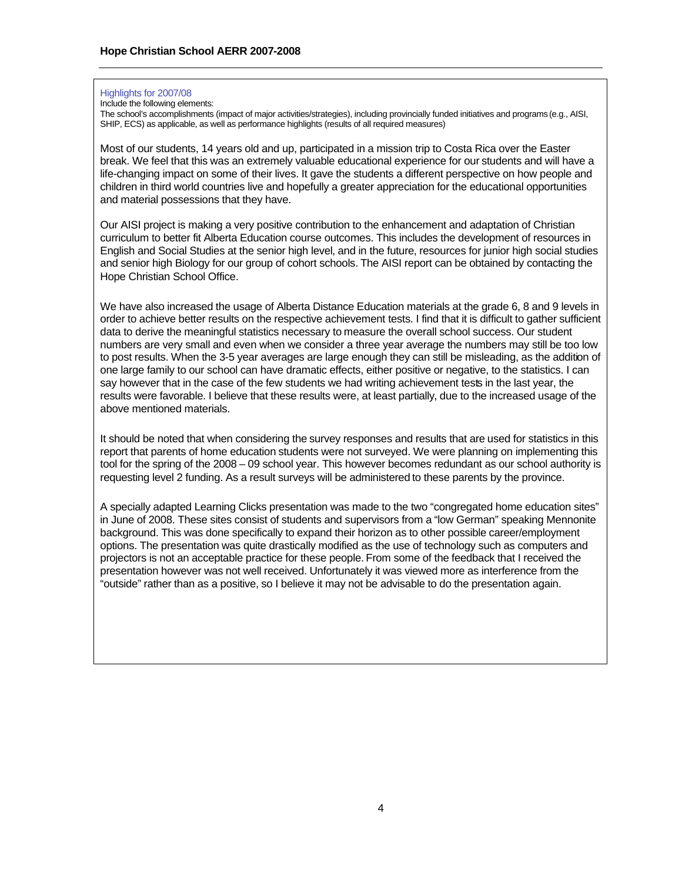### Highlights for 2007/08

Include the following elements:
The school's accomplishments (impact of major activities/strategies), including provincially funded initiatives and programs (e.g., AISI, SHIP, ECS) as applicable, as well as performance highlights (results of all required measures)

Most of our students, 14 years old and up, participated in a mission trip to Costa Rica over the Easter break. We feel that this was an extremely valuable educational experience for our students and will have a life-changing impact on some of their lives. It gave the students a different perspective on how people and children in third world countries live and hopefully a greater appreciation for the educational opportunities and material possessions that they have.

Our AISI project is making a very positive contribution to the enhancement and adaptation of Christian curriculum to better fit Alberta Education course outcomes. This includes the development of resources in English and Social Studies at the senior high level, and in the future, resources for junior high social studies and senior high Biology for our group of cohort schools. The AISI report can be obtained by contacting the Hope Christian School Office.

We have also increased the usage of Alberta Distance Education materials at the grade 6, 8 and 9 levels in order to achieve better results on the respective achievement tests. I find that it is difficult to gather sufficient data to derive the meaningful statistics necessary to measure the overall school success. Our student numbers are very small and even when we consider a three year average the numbers may still be too low to post results. When the 3-5 year averages are large enough they can still be misleading, as the addition of one large family to our school can have dramatic effects, either positive or negative, to the statistics. I can say however that in the case of the few students we had writing achievement tests in the last year, the results were favorable. I believe that these results were, at least partially, due to the increased usage of the above mentioned materials.

It should be noted that when considering the survey responses and results that are used for statistics in this report that parents of home education students were not surveyed. We were planning on implementing this tool for the spring of the 2008 – 09 school year. This however becomes redundant as our school authority is requesting level 2 funding. As a result surveys will be administered to these parents by the province.

A specially adapted Learning Clicks presentation was made to the two "congregated home education sites" in June of 2008. These sites consist of students and supervisors from a "low German" speaking Mennonite background. This was done specifically to expand their horizon as to other possible career/employment options. The presentation was quite drastically modified as the use of technology such as computers and projectors is not an acceptable practice for these people. From some of the feedback that I received the presentation however was not well received. Unfortunately it was viewed more as interference from the "outside" rather than as a positive, so I believe it may not be advisable to do the presentation again.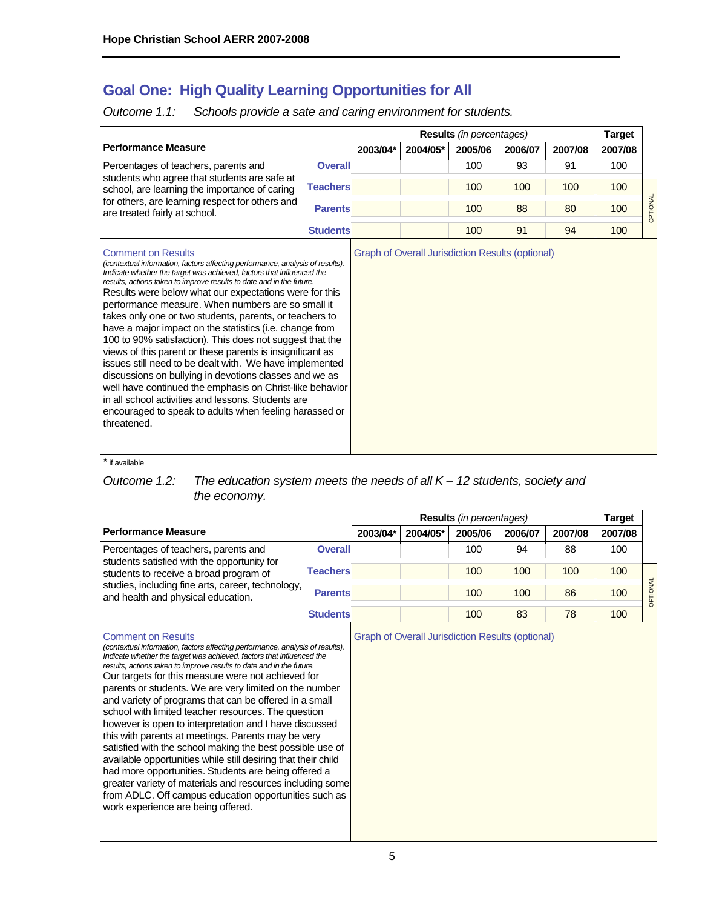## Goal One: High Quality Learning Opportunities for All

*Outcome 1.1: Schools provide a sate and caring environment for students.*

| Performance Measure | | Results *(in percentages)* | | | | | Target |
|---|---|---|---|---|---|---|---|
| | | 2003/04* | 2004/05* | 2005/06 | 2006/07 | 2007/08 | 2007/08 |
| Percentages of teachers, parents and students who agree that students are safe at school, are learning the importance of caring for others, are learning respect for others and are treated fairly at school. | Overall | | | 100 | 93 | 91 | 100 |
| | Teachers | | | 100 | 100 | 100 | 100 |
| | Parents | | | 100 | 88 | 80 | 100 |
| | Students | | | 100 | 91 | 94 | 100 |

OPTIONAL

**Comment on Results**

*(contextual information, factors affecting performance, analysis of results). Indicate whether the target was achieved, factors that influenced the results, actions taken to improve results to date and in the future.*

Results were below what our expectations were for this performance measure. When numbers are so small it takes only one or two students, parents, or teachers to have a major impact on the statistics (i.e. change from 100 to 90% satisfaction). This does not suggest that the views of this parent or these parents is insignificant as issues still need to be dealt with. We have implemented discussions on bullying in devotions classes and we as well have continued the emphasis on Christ-like behavior in all school activities and lessons. Students are encouraged to speak to adults when feeling harassed or threatened.

**Graph of Overall Jurisdiction Results (optional)**

* if available

*Outcome 1.2: The education system meets the needs of all K – 12 students, society and the economy.*

| Performance Measure | | Results *(in percentages)* | | | | | Target |
|---|---|---|---|---|---|---|---|
| | | 2003/04* | 2004/05* | 2005/06 | 2006/07 | 2007/08 | 2007/08 |
| Percentages of teachers, parents and students satisfied with the opportunity for students to receive a broad program of studies, including fine arts, career, technology, and health and physical education. | Overall | | | 100 | 94 | 88 | 100 |
| | Teachers | | | 100 | 100 | 100 | 100 |
| | Parents | | | 100 | 100 | 86 | 100 |
| | Students | | | 100 | 83 | 78 | 100 |

OPTIONAL

**Comment on Results**

*(contextual information, factors affecting performance, analysis of results). Indicate whether the target was achieved, factors that influenced the results, actions taken to improve results to date and in the future.*

Our targets for this measure were not achieved for parents or students. We are very limited on the number and variety of programs that can be offered in a small school with limited teacher resources. The question however is open to interpretation and I have discussed this with parents at meetings. Parents may be very satisfied with the school making the best possible use of available opportunities while still desiring that their child had more opportunities. Students are being offered a greater variety of materials and resources including some from ADLC. Off campus education opportunities such as work experience are being offered.

**Graph of Overall Jurisdiction Results (optional)**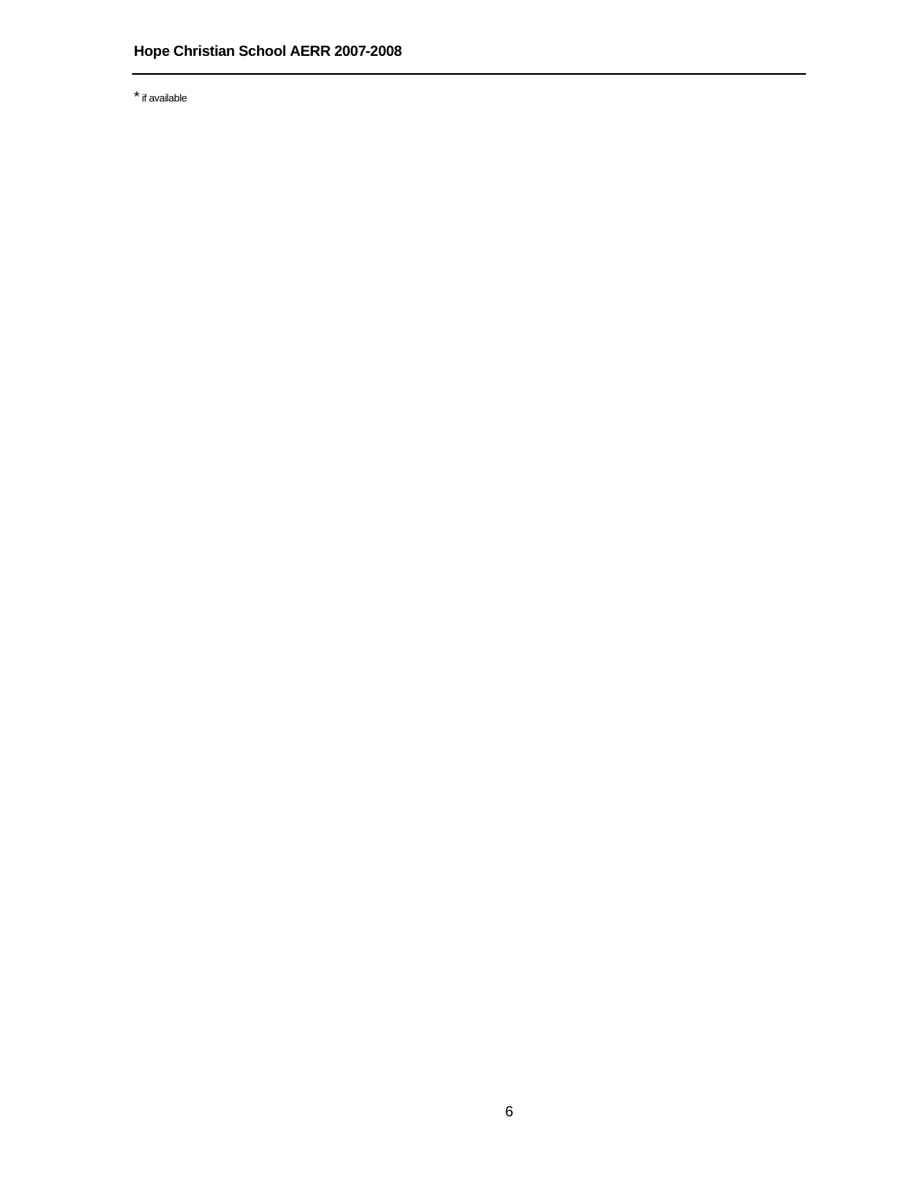* if available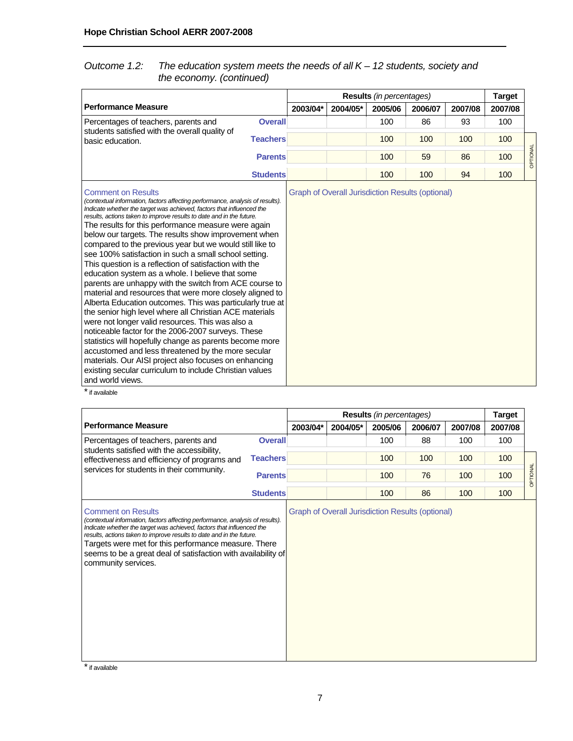*Outcome 1.2: The education system meets the needs of all K – 12 students, society and the economy. (continued)*

| Performance Measure | | Results *(in percentages)* | | | | | Target |
|---|---|---|---|---|---|---|---|
| | | 2003/04* | 2004/05* | 2005/06 | 2006/07 | 2007/08 | 2007/08 |
| Percentages of teachers, parents and students satisfied with the overall quality of basic education. | Overall | | | 100 | 86 | 93 | 100 |
| | Teachers | | | 100 | 100 | 100 | 100 |
| | Parents | | | 100 | 59 | 86 | 100 |
| | Students | | | 100 | 100 | 94 | 100 |

OPTIONAL

**Comment on Results**

*(contextual information, factors affecting performance, analysis of results). Indicate whether the target was achieved, factors that influenced the results, actions taken to improve results to date and in the future.*

The results for this performance measure were again below our targets. The results show improvement when compared to the previous year but we would still like to see 100% satisfaction in such a small school setting. This question is a reflection of satisfaction with the education system as a whole. I believe that some parents are unhappy with the switch from ACE course to material and resources that were more closely aligned to Alberta Education outcomes. This was particularly true at the senior high level where all Christian ACE materials were not longer valid resources. This was also a noticeable factor for the 2006-2007 surveys. These statistics will hopefully change as parents become more accustomed and less threatened by the more secular materials. Our AISI project also focuses on enhancing existing secular curriculum to include Christian values and world views.

**Graph of Overall Jurisdiction Results (optional)**

\* if available

| Performance Measure | | Results *(in percentages)* | | | | | Target |
|---|---|---|---|---|---|---|---|
| | | 2003/04* | 2004/05* | 2005/06 | 2006/07 | 2007/08 | 2007/08 |
| Percentages of teachers, parents and students satisfied with the accessibility, effectiveness and efficiency of programs and services for students in their community. | Overall | | | 100 | 88 | 100 | 100 |
| | Teachers | | | 100 | 100 | 100 | 100 |
| | Parents | | | 100 | 76 | 100 | 100 |
| | Students | | | 100 | 86 | 100 | 100 |

OPTIONAL

**Comment on Results**

*(contextual information, factors affecting performance, analysis of results). Indicate whether the target was achieved, factors that influenced the results, actions taken to improve results to date and in the future.*

Targets were met for this performance measure. There seems to be a great deal of satisfaction with availability of community services.

**Graph of Overall Jurisdiction Results (optional)**

\* if available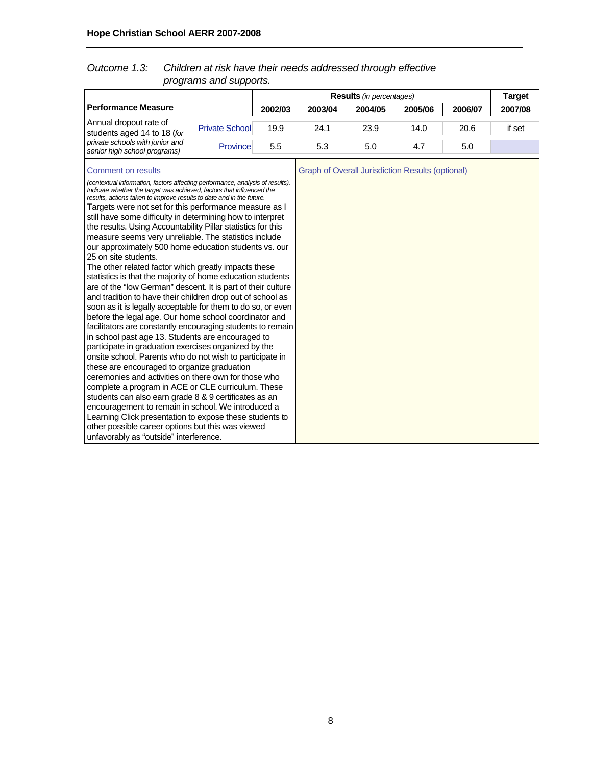*Outcome 1.3: Children at risk have their needs addressed through effective programs and supports.*

| Performance Measure | | Results *(in percentages)* | | | | | Target |
|---|---|---|---|---|---|---|---|
| | | 2002/03 | 2003/04 | 2004/05 | 2005/06 | 2006/07 | 2007/08 |
| Annual dropout rate of students aged 14 to 18 (*for private schools with junior and senior high school programs)* | Private School | 19.9 | 24.1 | 23.9 | 14.0 | 20.6 | if set |
| | Province | 5.5 | 5.3 | 5.0 | 4.7 | 5.0 | |

Comment on results

*(contextual information, factors affecting performance, analysis of results). Indicate whether the target was achieved, factors that influenced the results, actions taken to improve results to date and in the future.*

Targets were not set for this performance measure as I still have some difficulty in determining how to interpret the results. Using Accountability Pillar statistics for this measure seems very unreliable. The statistics include our approximately 500 home education students vs. our 25 on site students.

The other related factor which greatly impacts these statistics is that the majority of home education students are of the "low German" descent. It is part of their culture and tradition to have their children drop out of school as soon as it is legally acceptable for them to do so, or even before the legal age. Our home school coordinator and facilitators are constantly encouraging students to remain in school past age 13. Students are encouraged to participate in graduation exercises organized by the onsite school. Parents who do not wish to participate in these are encouraged to organize graduation ceremonies and activities on there own for those who complete a program in ACE or CLE curriculum. These students can also earn grade 8 & 9 certificates as an encouragement to remain in school. We introduced a Learning Click presentation to expose these students to other possible career options but this was viewed unfavorably as "outside" interference.

Graph of Overall Jurisdiction Results (optional)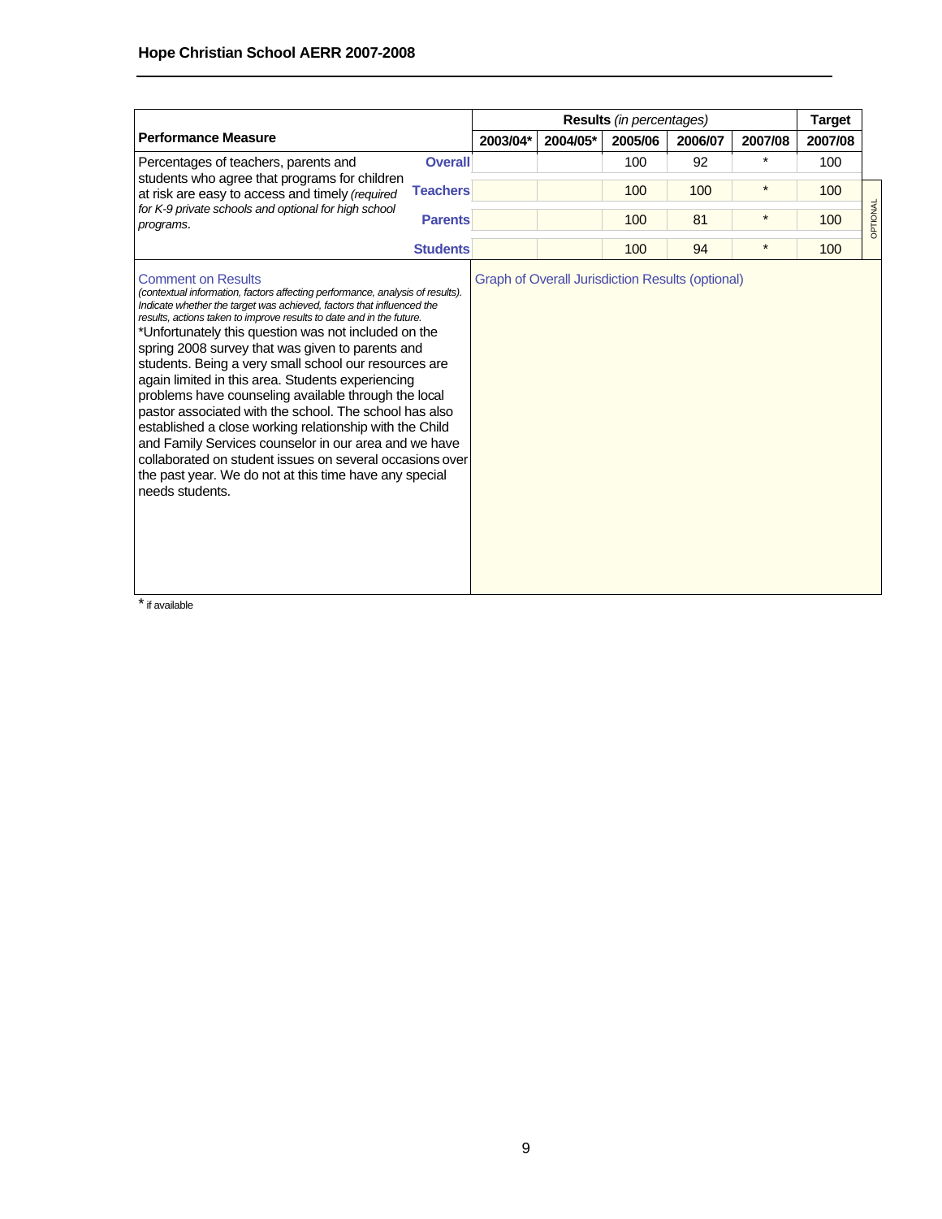| Performance Measure | | Results *(in percentages)* | | | | | Target |
|---|---|---|---|---|---|---|---|
| | | 2003/04* | 2004/05* | 2005/06 | 2006/07 | 2007/08 | 2007/08 |
| Percentages of teachers, parents and students who agree that programs for children at risk are easy to access and timely *(required for K-9 private schools and optional for high school programs*. | **Overall** | | | 100 | 92 | * | 100 |
| | **Teachers** | | | 100 | 100 | * | 100 |
| | **Parents** | | | 100 | 81 | * | 100 |
| | **Students** | | | 100 | 94 | * | 100 |

OPTIONAL

**Comment on Results**

*(contextual information, factors affecting performance, analysis of results). Indicate whether the target was achieved, factors that influenced the results, actions taken to improve results to date and in the future.*

*Unfortunately this question was not included on the spring 2008 survey that was given to parents and students. Being a very small school our resources are again limited in this area. Students experiencing problems have counseling available through the local pastor associated with the school. The school has also established a close working relationship with the Child and Family Services counselor in our area and we have collaborated on student issues on several occasions over the past year. We do not at this time have any special needs students.

Graph of Overall Jurisdiction Results (optional)

* if available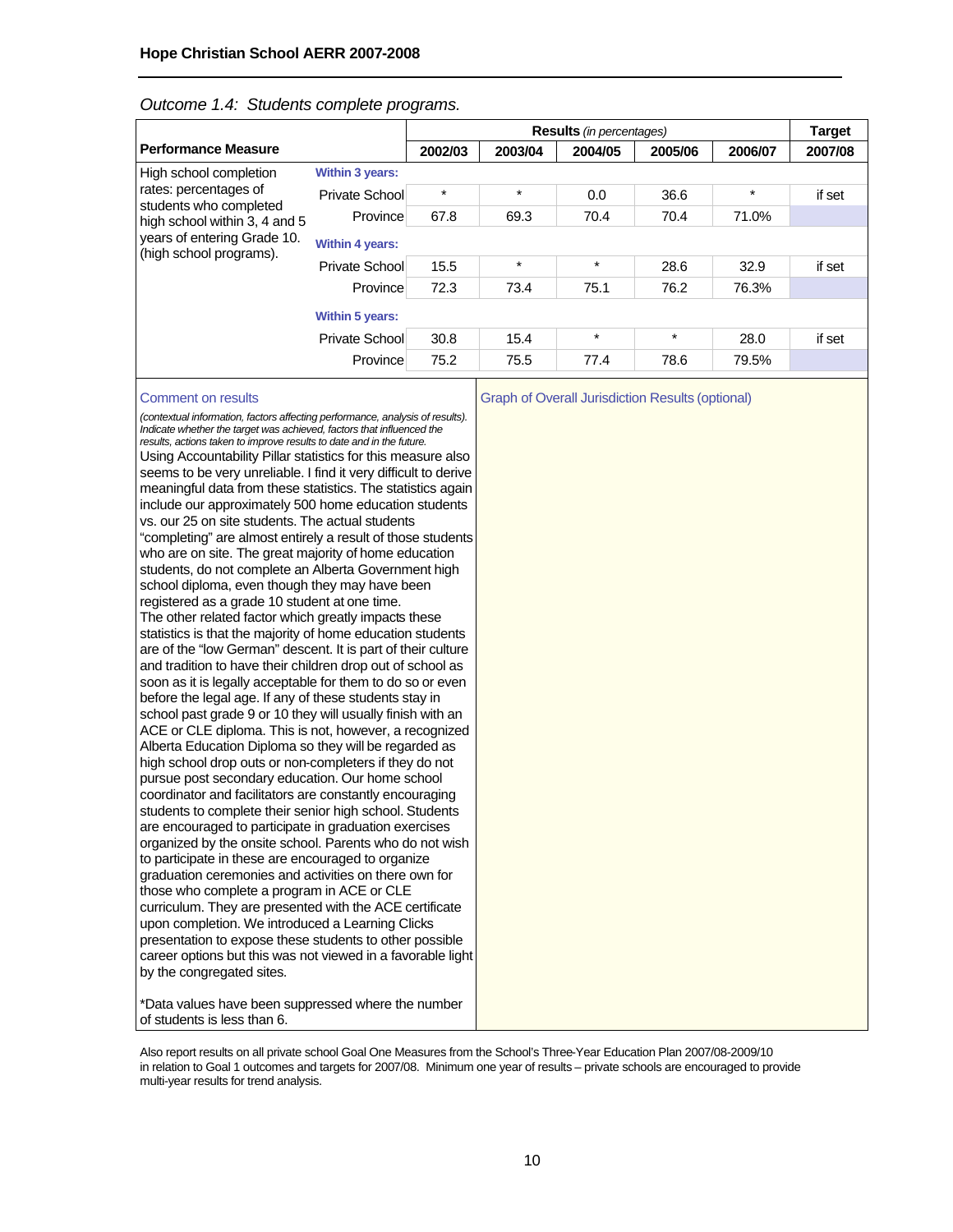Hope Christian School AERR 2007-2008

*Outcome 1.4: Students complete programs.*

| Performance Measure | | Results *(in percentages)* | | | | | Target |
|---|---|---|---|---|---|---|---|
| | | 2002/03 | 2003/04 | 2004/05 | 2005/06 | 2006/07 | 2007/08 |
| High school completion rates: percentages of students who completed high school within 3, 4 and 5 years of entering Grade 10. (high school programs). | **Within 3 years:** | | | | | | |
| | Private School | * | * | 0.0 | 36.6 | * | if set |
| | Province | 67.8 | 69.3 | 70.4 | 70.4 | 71.0% | |
| | **Within 4 years:** | | | | | | |
| | Private School | 15.5 | * | * | 28.6 | 32.9 | if set |
| | Province | 72.3 | 73.4 | 75.1 | 76.2 | 76.3% | |
| | **Within 5 years:** | | | | | | |
| | Private School | 30.8 | 15.4 | * | * | 28.0 | if set |
| | Province | 75.2 | 75.5 | 77.4 | 78.6 | 79.5% | |

Comment on results

*(contextual information, factors affecting performance, analysis of results). Indicate whether the target was achieved, factors that influenced the results, actions taken to improve results to date and in the future.*

Using Accountability Pillar statistics for this measure also seems to be very unreliable. I find it very difficult to derive meaningful data from these statistics. The statistics again include our approximately 500 home education students vs. our 25 on site students. The actual students "completing" are almost entirely a result of those students who are on site. The great majority of home education students, do not complete an Alberta Government high school diploma, even though they may have been registered as a grade 10 student at one time.

The other related factor which greatly impacts these statistics is that the majority of home education students are of the "low German" descent. It is part of their culture and tradition to have their children drop out of school as soon as it is legally acceptable for them to do so or even before the legal age. If any of these students stay in school past grade 9 or 10 they will usually finish with an ACE or CLE diploma. This is not, however, a recognized Alberta Education Diploma so they will be regarded as high school drop outs or non-completers if they do not pursue post secondary education. Our home school coordinator and facilitators are constantly encouraging students to complete their senior high school. Students are encouraged to participate in graduation exercises organized by the onsite school. Parents who do not wish to participate in these are encouraged to organize graduation ceremonies and activities on there own for those who complete a program in ACE or CLE curriculum. They are presented with the ACE certificate upon completion. We introduced a Learning Clicks presentation to expose these students to other possible career options but this was not viewed in a favorable light by the congregated sites.

*Data values have been suppressed where the number of students is less than 6.

Graph of Overall Jurisdiction Results (optional)

Also report results on all private school Goal One Measures from the School's Three-Year Education Plan 2007/08-2009/10 in relation to Goal 1 outcomes and targets for 2007/08. Minimum one year of results – private schools are encouraged to provide multi-year results for trend analysis.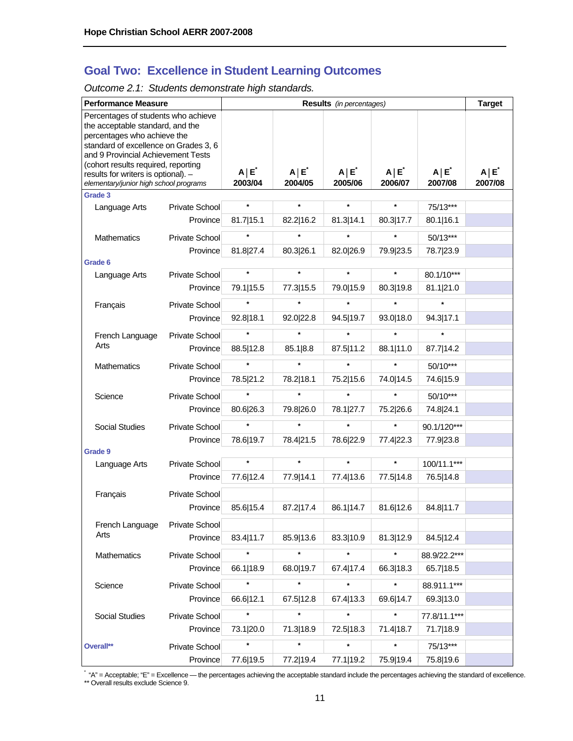## Goal Two: Excellence in Student Learning Outcomes

*Outcome 2.1: Students demonstrate high standards.*

| Performance Measure | | | Results *(in percentages)* | | | | | Target |
|---|---|---|---|---|---|---|---|---|
| Percentages of students who achieve the acceptable standard, and the percentages who achieve the standard of excellence on Grades 3, 6 and 9 Provincial Achievement Tests (cohort results required, reporting results for writers is optional). – *elementary/junior high school programs* | | | A \| E* 2003/04 | A \| E* 2004/05 | A \| E* 2005/06 | A \| E* 2006/07 | A \| E* 2007/08 | A \| E* 2007/08 |
| **Grade 3** | | | | | | | | |
| | Language Arts | Private School | * | * | * | * | 75/13*** | |
| | | Province | 81.7\|15.1 | 82.2\|16.2 | 81.3\|14.1 | 80.3\|17.7 | 80.1\|16.1 | |
| | Mathematics | Private School | * | * | * | * | 50/13*** | |
| | | Province | 81.8\|27.4 | 80.3\|26.1 | 82.0\|26.9 | 79.9\|23.5 | 78.7\|23.9 | |
| **Grade 6** | | | | | | | | |
| | Language Arts | Private School | * | * | * | * | 80.1/10*** | |
| | | Province | 79.1\|15.5 | 77.3\|15.5 | 79.0\|15.9 | 80.3\|19.8 | 81.1\|21.0 | |
| | Français | Private School | * | * | * | * | * | |
| | | Province | 92.8\|18.1 | 92.0\|22.8 | 94.5\|19.7 | 93.0\|18.0 | 94.3\|17.1 | |
| | French Language Arts | Private School | * | * | * | * | * | |
| | | Province | 88.5\|12.8 | 85.1\|8.8 | 87.5\|11.2 | 88.1\|11.0 | 87.7\|14.2 | |
| | Mathematics | Private School | * | * | * | * | 50/10*** | |
| | | Province | 78.5\|21.2 | 78.2\|18.1 | 75.2\|15.6 | 74.0\|14.5 | 74.6\|15.9 | |
| | Science | Private School | * | * | * | * | 50/10*** | |
| | | Province | 80.6\|26.3 | 79.8\|26.0 | 78.1\|27.7 | 75.2\|26.6 | 74.8\|24.1 | |
| | Social Studies | Private School | * | * | * | * | 90.1/120*** | |
| | | Province | 78.6\|19.7 | 78.4\|21.5 | 78.6\|22.9 | 77.4\|22.3 | 77.9\|23.8 | |
| **Grade 9** | | | | | | | | |
| | Language Arts | Private School | * | * | * | * | 100/11.1*** | |
| | | Province | 77.6\|12.4 | 77.9\|14.1 | 77.4\|13.6 | 77.5\|14.8 | 76.5\|14.8 | |
| | Français | Private School | | | | | | |
| | | Province | 85.6\|15.4 | 87.2\|17.4 | 86.1\|14.7 | 81.6\|12.6 | 84.8\|11.7 | |
| | French Language Arts | Private School | | | | | | |
| | | Province | 83.4\|11.7 | 85.9\|13.6 | 83.3\|10.9 | 81.3\|12.9 | 84.5\|12.4 | |
| | Mathematics | Private School | * | * | * | * | 88.9/22.2*** | |
| | | Province | 66.1\|18.9 | 68.0\|19.7 | 67.4\|17.4 | 66.3\|18.3 | 65.7\|18.5 | |
| | Science | Private School | * | * | * | * | 88.911.1*** | |
| | | Province | 66.6\|12.1 | 67.5\|12.8 | 67.4\|13.3 | 69.6\|14.7 | 69.3\|13.0 | |
| | Social Studies | Private School | * | * | * | * | 77.8/11.1*** | |
| | | Province | 73.1\|20.0 | 71.3\|18.9 | 72.5\|18.3 | 71.4\|18.7 | 71.7\|18.9 | |
| **Overall**** | | Private School | * | * | * | * | 75/13*** | |
| | | Province | 77.6\|19.5 | 77.2\|19.4 | 77.1\|19.2 | 75.9\|19.4 | 75.8\|19.6 | |

\* "A" = Acceptable; "E" = Excellence — the percentages achieving the acceptable standard include the percentages achieving the standard of excellence.

** Overall results exclude Science 9.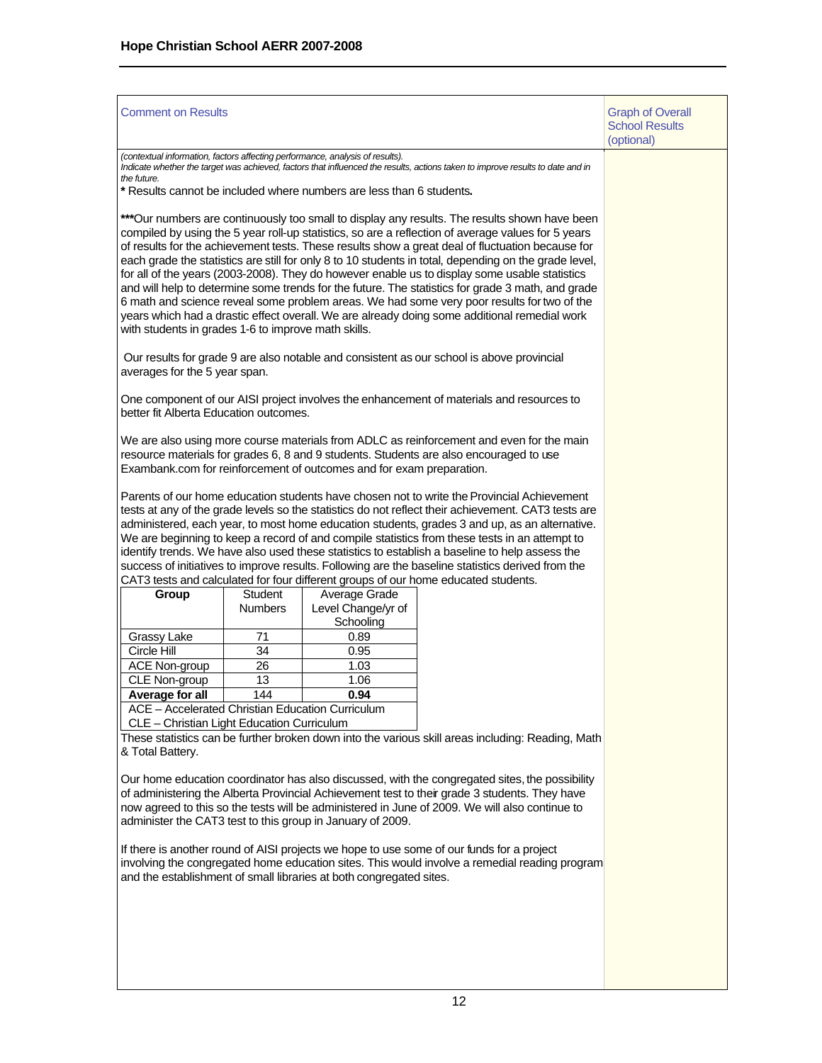| Comment on Results | Graph of Overall School Results (optional) |
|---|---|

*(contextual information, factors affecting performance, analysis of results).*
*Indicate whether the target was achieved, factors that influenced the results, actions taken to improve results to date and in the future.*

**\*** Results cannot be included where numbers are less than 6 students**.**

**\*\*\***Our numbers are continuously too small to display any results. The results shown have been compiled by using the 5 year roll-up statistics, so are a reflection of average values for 5 years of results for the achievement tests. These results show a great deal of fluctuation because for each grade the statistics are still for only 8 to 10 students in total, depending on the grade level, for all of the years (2003-2008). They do however enable us to display some usable statistics and will help to determine some trends for the future. The statistics for grade 3 math, and grade 6 math and science reveal some problem areas. We had some very poor results for two of the years which had a drastic effect overall. We are already doing some additional remedial work with students in grades 1-6 to improve math skills.

Our results for grade 9 are also notable and consistent as our school is above provincial averages for the 5 year span.

One component of our AISI project involves the enhancement of materials and resources to better fit Alberta Education outcomes.

We are also using more course materials from ADLC as reinforcement and even for the main resource materials for grades 6, 8 and 9 students. Students are also encouraged to use Exambank.com for reinforcement of outcomes and for exam preparation.

Parents of our home education students have chosen not to write the Provincial Achievement tests at any of the grade levels so the statistics do not reflect their achievement. CAT3 tests are administered, each year, to most home education students, grades 3 and up, as an alternative. We are beginning to keep a record of and compile statistics from these tests in an attempt to identify trends. We have also used these statistics to establish a baseline to help assess the success of initiatives to improve results. Following are the baseline statistics derived from the CAT3 tests and calculated for four different groups of our home educated students.

| Group | Student Numbers | Average Grade Level Change/yr of Schooling |
|---|---|---|
| Grassy Lake | 71 | 0.89 |
| Circle Hill | 34 | 0.95 |
| ACE Non-group | 26 | 1.03 |
| CLE Non-group | 13 | 1.06 |
| **Average for all** | 144 | **0.94** |
| ACE – Accelerated Christian Education Curriculum | | |
| CLE – Christian Light Education Curriculum | | |

These statistics can be further broken down into the various skill areas including: Reading, Math & Total Battery.

Our home education coordinator has also discussed, with the congregated sites, the possibility of administering the Alberta Provincial Achievement test to their grade 3 students. They have now agreed to this so the tests will be administered in June of 2009. We will also continue to administer the CAT3 test to this group in January of 2009.

If there is another round of AISI projects we hope to use some of our funds for a project involving the congregated home education sites. This would involve a remedial reading program and the establishment of small libraries at both congregated sites.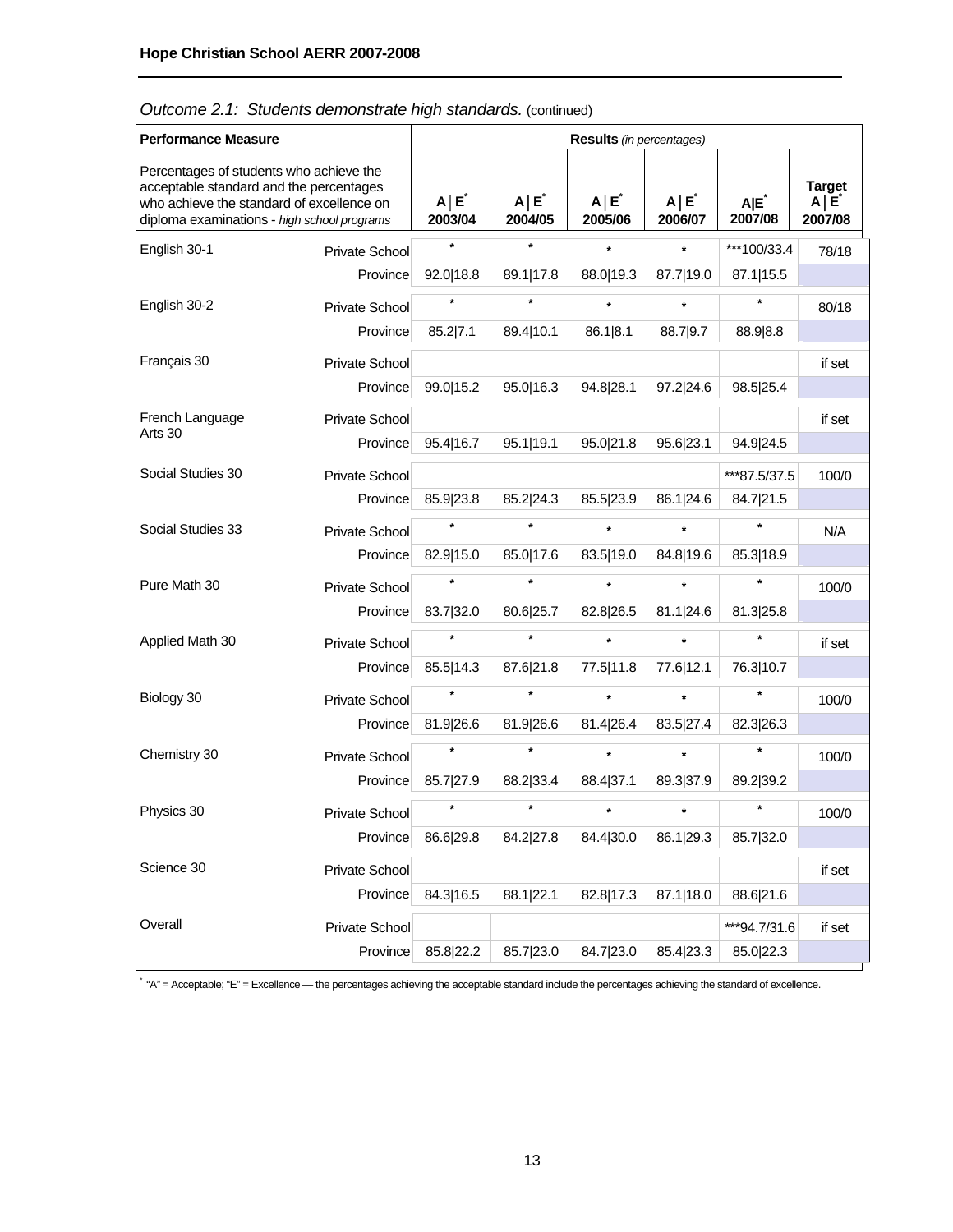*Outcome 2.1: Students demonstrate high standards.* (continued)

| Performance Measure | | Results *(in percentages)* | | | | | |
|---|---|---|---|---|---|---|---|
| Percentages of students who achieve the acceptable standard and the percentages who achieve the standard of excellence on diploma examinations - *high school programs* | | A \| E* 2003/04 | A \| E* 2004/05 | A \| E* 2005/06 | A \| E* 2006/07 | A\|E* 2007/08 | Target A \| E* 2007/08 |
| English 30-1 | Private School | * | * | * | * | ***100/33.4 | 78/18 |
| | Province | 92.0\|18.8 | 89.1\|17.8 | 88.0\|19.3 | 87.7\|19.0 | 87.1\|15.5 | |
| English 30-2 | Private School | * | * | * | * | * | 80/18 |
| | Province | 85.2\|7.1 | 89.4\|10.1 | 86.1\|8.1 | 88.7\|9.7 | 88.9\|8.8 | |
| Français 30 | Private School | | | | | | if set |
| | Province | 99.0\|15.2 | 95.0\|16.3 | 94.8\|28.1 | 97.2\|24.6 | 98.5\|25.4 | |
| French Language Arts 30 | Private School | | | | | | if set |
| | Province | 95.4\|16.7 | 95.1\|19.1 | 95.0\|21.8 | 95.6\|23.1 | 94.9\|24.5 | |
| Social Studies 30 | Private School | | | | | ***87.5/37.5 | 100/0 |
| | Province | 85.9\|23.8 | 85.2\|24.3 | 85.5\|23.9 | 86.1\|24.6 | 84.7\|21.5 | |
| Social Studies 33 | Private School | * | * | * | * | * | N/A |
| | Province | 82.9\|15.0 | 85.0\|17.6 | 83.5\|19.0 | 84.8\|19.6 | 85.3\|18.9 | |
| Pure Math 30 | Private School | * | * | * | * | * | 100/0 |
| | Province | 83.7\|32.0 | 80.6\|25.7 | 82.8\|26.5 | 81.1\|24.6 | 81.3\|25.8 | |
| Applied Math 30 | Private School | * | * | * | * | * | if set |
| | Province | 85.5\|14.3 | 87.6\|21.8 | 77.5\|11.8 | 77.6\|12.1 | 76.3\|10.7 | |
| Biology 30 | Private School | * | * | * | * | * | 100/0 |
| | Province | 81.9\|26.6 | 81.9\|26.6 | 81.4\|26.4 | 83.5\|27.4 | 82.3\|26.3 | |
| Chemistry 30 | Private School | * | * | * | * | * | 100/0 |
| | Province | 85.7\|27.9 | 88.2\|33.4 | 88.4\|37.1 | 89.3\|37.9 | 89.2\|39.2 | |
| Physics 30 | Private School | * | * | * | * | * | 100/0 |
| | Province | 86.6\|29.8 | 84.2\|27.8 | 84.4\|30.0 | 86.1\|29.3 | 85.7\|32.0 | |
| Science 30 | Private School | | | | | | if set |
| | Province | 84.3\|16.5 | 88.1\|22.1 | 82.8\|17.3 | 87.1\|18.0 | 88.6\|21.6 | |
| Overall | Private School | | | | | ***94.7/31.6 | if set |
| | Province | 85.8\|22.2 | 85.7\|23.0 | 84.7\|23.0 | 85.4\|23.3 | 85.0\|22.3 | |

* "A" = Acceptable; "E" = Excellence — the percentages achieving the acceptable standard include the percentages achieving the standard of excellence.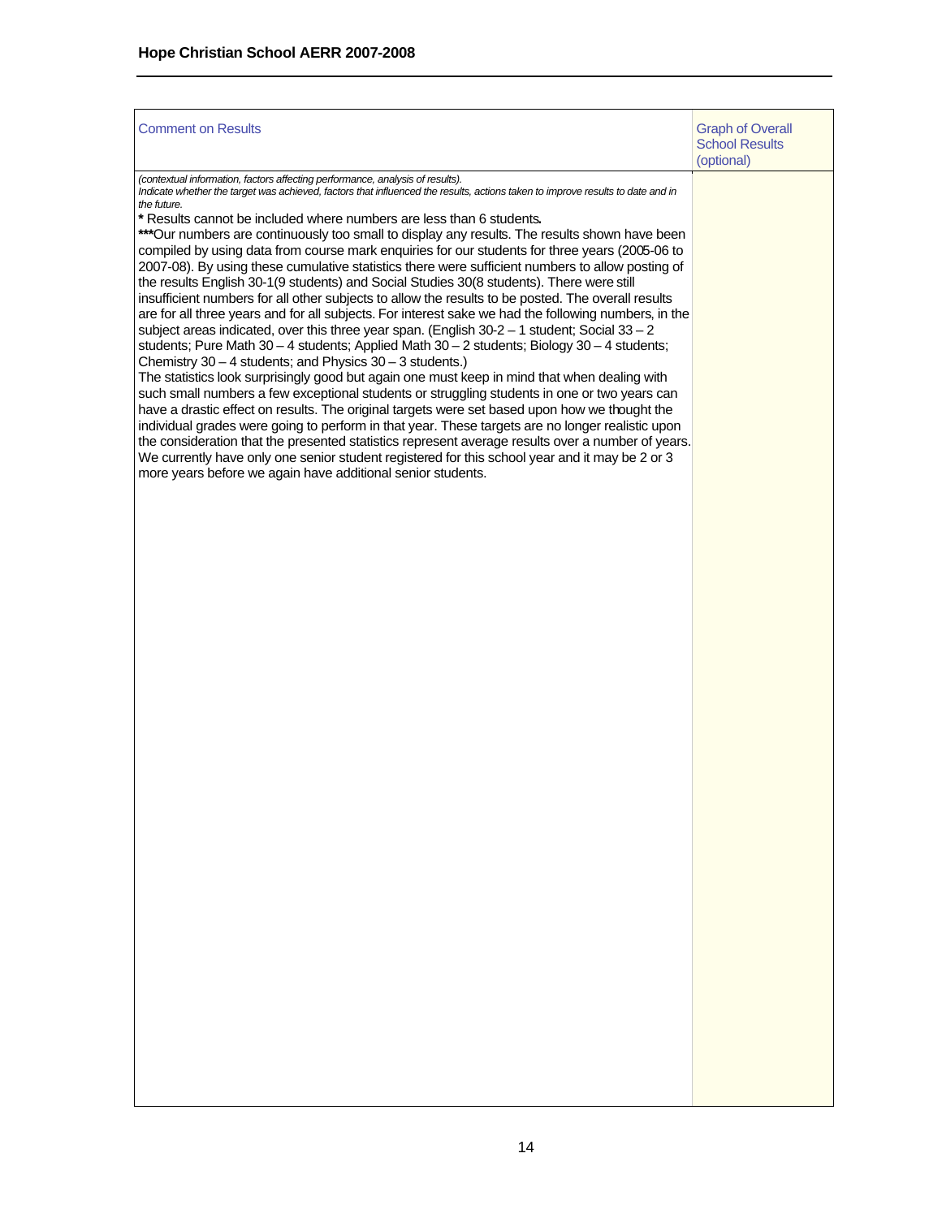| Comment on Results | Graph of Overall School Results (optional) |
|---|---|
| *(contextual information, factors affecting performance, analysis of results). Indicate whether the target was achieved, factors that influenced the results, actions taken to improve results to date and in the future.* <br> **\*** Results cannot be included where numbers are less than 6 students. <br> **\*\*\***Our numbers are continuously too small to display any results. The results shown have been compiled by using data from course mark enquiries for our students for three years (2005-06 to 2007-08). By using these cumulative statistics there were sufficient numbers to allow posting of the results English 30-1(9 students) and Social Studies 30(8 students). There were still insufficient numbers for all other subjects to allow the results to be posted. The overall results are for all three years and for all subjects. For interest sake we had the following numbers, in the subject areas indicated, over this three year span. (English 30-2 – 1 student; Social 33 – 2 students; Pure Math 30 – 4 students; Applied Math 30 – 2 students; Biology 30 – 4 students; Chemistry 30 – 4 students; and Physics 30 – 3 students.) <br> The statistics look surprisingly good but again one must keep in mind that when dealing with such small numbers a few exceptional students or struggling students in one or two years can have a drastic effect on results. The original targets were set based upon how we thought the individual grades were going to perform in that year. These targets are no longer realistic upon the consideration that the presented statistics represent average results over a number of years. We currently have only one senior student registered for this school year and it may be 2 or 3 more years before we again have additional senior students. | |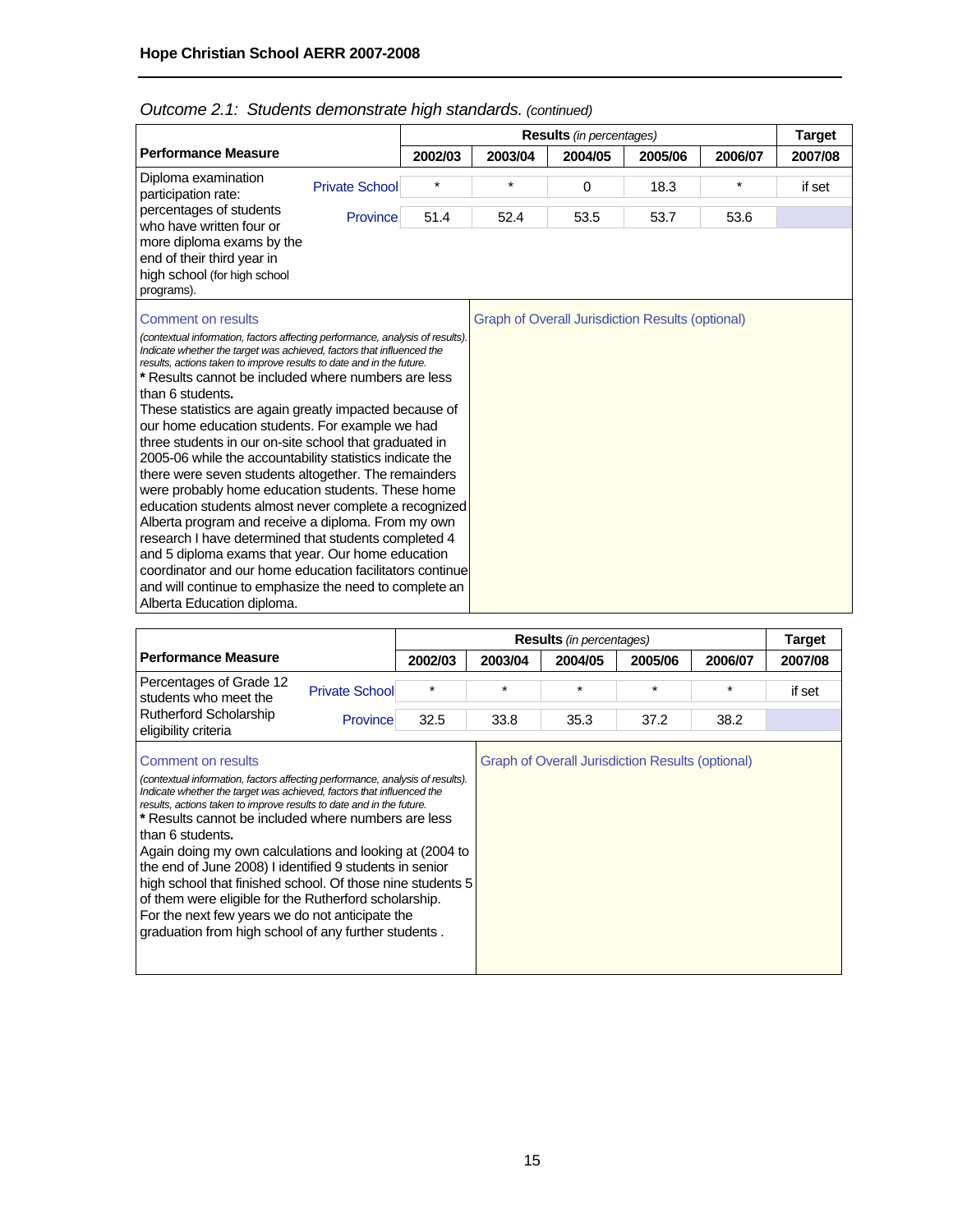*Outcome 2.1: Students demonstrate high standards. (continued)*

| Performance Measure | | Results *(in percentages)* | | | | | Target |
|---|---|---|---|---|---|---|---|
| | | 2002/03 | 2003/04 | 2004/05 | 2005/06 | 2006/07 | 2007/08 |
| Diploma examination participation rate: percentages of students who have written four or more diploma exams by the end of their third year in high school (for high school programs). | Private School | * | * | 0 | 18.3 | * | if set |
| | Province | 51.4 | 52.4 | 53.5 | 53.7 | 53.6 | |

**Comment on results**

*(contextual information, factors affecting performance, analysis of results). Indicate whether the target was achieved, factors that influenced the results, actions taken to improve results to date and in the future.*

**\*** Results cannot be included where numbers are less than 6 students**.**

These statistics are again greatly impacted because of our home education students. For example we had three students in our on-site school that graduated in 2005-06 while the accountability statistics indicate the there were seven students altogether. The remainders were probably home education students. These home education students almost never complete a recognized Alberta program and receive a diploma. From my own research I have determined that students completed 4 and 5 diploma exams that year. Our home education coordinator and our home education facilitators continue and will continue to emphasize the need to complete an Alberta Education diploma.

**Graph of Overall Jurisdiction Results (optional)**

| Performance Measure | | Results *(in percentages)* | | | | | Target |
|---|---|---|---|---|---|---|---|
| | | 2002/03 | 2003/04 | 2004/05 | 2005/06 | 2006/07 | 2007/08 |
| Percentages of Grade 12 students who meet the Rutherford Scholarship eligibility criteria | Private School | * | * | * | * | * | if set |
| | Province | 32.5 | 33.8 | 35.3 | 37.2 | 38.2 | |

**Comment on results**

*(contextual information, factors affecting performance, analysis of results). Indicate whether the target was achieved, factors that influenced the results, actions taken to improve results to date and in the future.*

**\*** Results cannot be included where numbers are less than 6 students**.**

Again doing my own calculations and looking at (2004 to the end of June 2008) I identified 9 students in senior high school that finished school. Of those nine students 5 of them were eligible for the Rutherford scholarship. For the next few years we do not anticipate the graduation from high school of any further students .

**Graph of Overall Jurisdiction Results (optional)**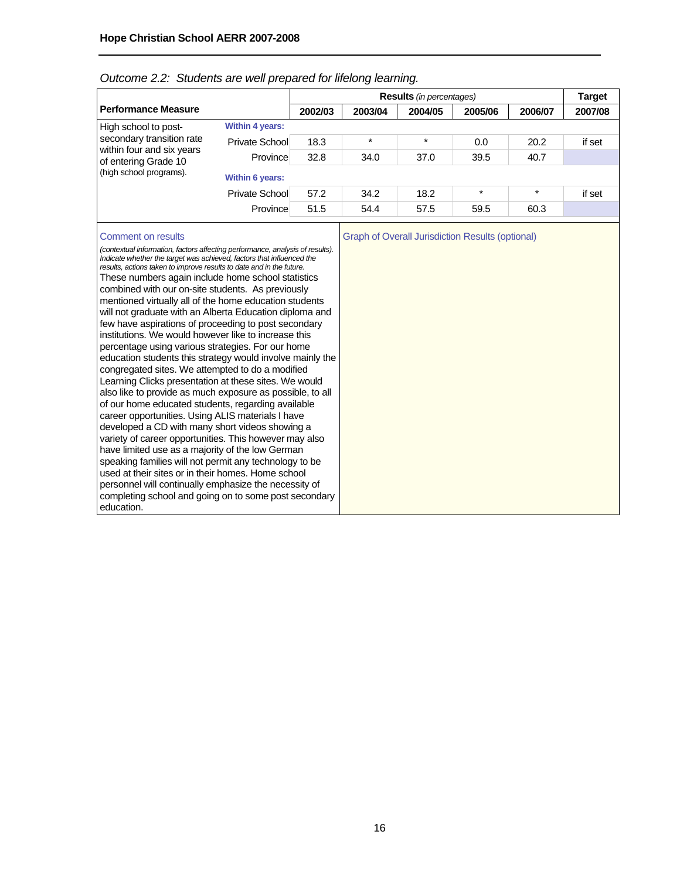*Outcome 2.2: Students are well prepared for lifelong learning.*

| Performance Measure | | Results *(in percentages)* | | | | | Target |
|---|---|---|---|---|---|---|---|
| | | 2002/03 | 2003/04 | 2004/05 | 2005/06 | 2006/07 | 2007/08 |
| High school to post-secondary transition rate within four and six years of entering Grade 10 (high school programs). | **Within 4 years:** | | | | | | |
| | Private School | 18.3 | * | * | 0.0 | 20.2 | if set |
| | Province | 32.8 | 34.0 | 37.0 | 39.5 | 40.7 | |
| | **Within 6 years:** | | | | | | |
| | Private School | 57.2 | 34.2 | 18.2 | * | * | if set |
| | Province | 51.5 | 54.4 | 57.5 | 59.5 | 60.3 | |

Comment on results

*(contextual information, factors affecting performance, analysis of results). Indicate whether the target was achieved, factors that influenced the results, actions taken to improve results to date and in the future.*

These numbers again include home school statistics combined with our on-site students. As previously mentioned virtually all of the home education students will not graduate with an Alberta Education diploma and few have aspirations of proceeding to post secondary institutions. We would however like to increase this percentage using various strategies. For our home education students this strategy would involve mainly the congregated sites. We attempted to do a modified Learning Clicks presentation at these sites. We would also like to provide as much exposure as possible, to all of our home educated students, regarding available career opportunities. Using ALIS materials I have developed a CD with many short videos showing a variety of career opportunities. This however may also have limited use as a majority of the low German speaking families will not permit any technology to be used at their sites or in their homes. Home school personnel will continually emphasize the necessity of completing school and going on to some post secondary education.

Graph of Overall Jurisdiction Results (optional)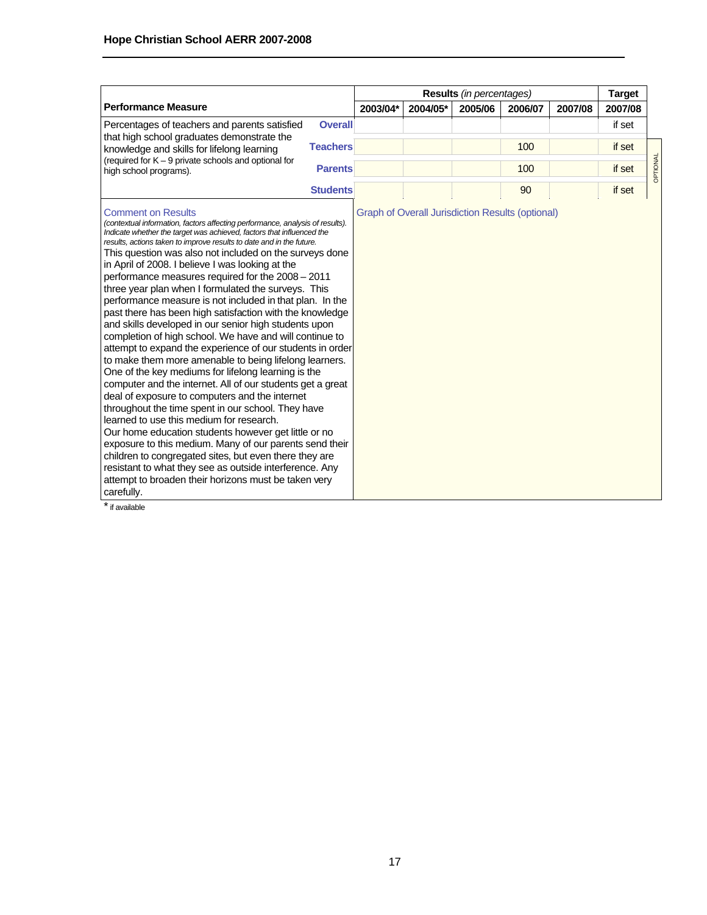| Performance Measure | | Results *(in percentages)* | | | | | Target |
|---|---|---|---|---|---|---|---|
| | | 2003/04* | 2004/05* | 2005/06 | 2006/07 | 2007/08 | 2007/08 |
| Percentages of teachers and parents satisfied that high school graduates demonstrate the knowledge and skills for lifelong learning (required for K – 9 private schools and optional for high school programs). | **Overall** | | | | | | if set |
| | **Teachers** | | | | 100 | | if set |
| | **Parents** | | | | 100 | | if set |
| | **Students** | | | | 90 | | if set |

OPTIONAL

**Comment on Results**

*(contextual information, factors affecting performance, analysis of results). Indicate whether the target was achieved, factors that influenced the results, actions taken to improve results to date and in the future.*

This question was also not included on the surveys done in April of 2008. I believe I was looking at the performance measures required for the 2008 – 2011 three year plan when I formulated the surveys. This performance measure is not included in that plan. In the past there has been high satisfaction with the knowledge and skills developed in our senior high students upon completion of high school. We have and will continue to attempt to expand the experience of our students in order to make them more amenable to being lifelong learners. One of the key mediums for lifelong learning is the computer and the internet. All of our students get a great deal of exposure to computers and the internet throughout the time spent in our school. They have learned to use this medium for research.

Our home education students however get little or no exposure to this medium. Many of our parents send their children to congregated sites, but even there they are resistant to what they see as outside interference. Any attempt to broaden their horizons must be taken very carefully.

**Graph of Overall Jurisdiction Results (optional)**

\* if available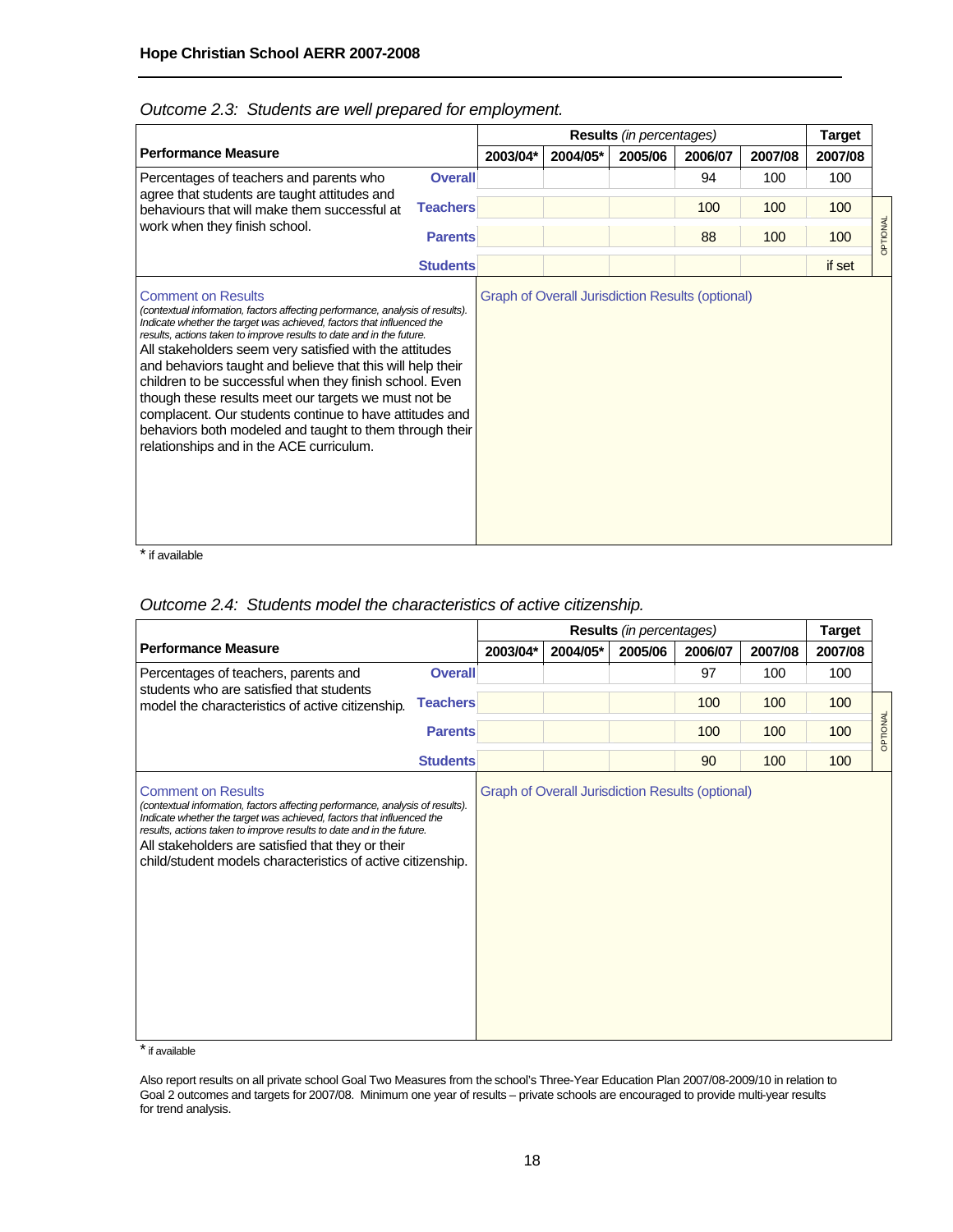*Outcome 2.3: Students are well prepared for employment.*

| Performance Measure | | Results *(in percentages)* | | | | | Target |
|---|---|---|---|---|---|---|---|
| | | 2003/04* | 2004/05* | 2005/06 | 2006/07 | 2007/08 | 2007/08 |
| Percentages of teachers and parents who agree that students are taught attitudes and behaviours that will make them successful at work when they finish school. | **Overall** | | | | 94 | 100 | 100 |
| | **Teachers** | | | | 100 | 100 | 100 |
| | **Parents** | | | | 88 | 100 | 100 |
| | **Students** | | | | | | if set |

OPTIONAL

Comment on Results
*(contextual information, factors affecting performance, analysis of results). Indicate whether the target was achieved, factors that influenced the results, actions taken to improve results to date and in the future.*

All stakeholders seem very satisfied with the attitudes and behaviors taught and believe that this will help their children to be successful when they finish school. Even though these results meet our targets we must not be complacent. Our students continue to have attitudes and behaviors both modeled and taught to them through their relationships and in the ACE curriculum.

Graph of Overall Jurisdiction Results (optional)

\* if available

*Outcome 2.4: Students model the characteristics of active citizenship.*

| Performance Measure | | Results *(in percentages)* | | | | | Target |
|---|---|---|---|---|---|---|---|
| | | 2003/04* | 2004/05* | 2005/06 | 2006/07 | 2007/08 | 2007/08 |
| Percentages of teachers, parents and students who are satisfied that students model the characteristics of active citizenship. | **Overall** | | | | 97 | 100 | 100 |
| | **Teachers** | | | | 100 | 100 | 100 |
| | **Parents** | | | | 100 | 100 | 100 |
| | **Students** | | | | 90 | 100 | 100 |

OPTIONAL

Comment on Results
*(contextual information, factors affecting performance, analysis of results). Indicate whether the target was achieved, factors that influenced the results, actions taken to improve results to date and in the future.*

All stakeholders are satisfied that they or their child/student models characteristics of active citizenship.

Graph of Overall Jurisdiction Results (optional)

\* if available

Also report results on all private school Goal Two Measures from the school's Three-Year Education Plan 2007/08-2009/10 in relation to Goal 2 outcomes and targets for 2007/08. Minimum one year of results – private schools are encouraged to provide multi-year results for trend analysis.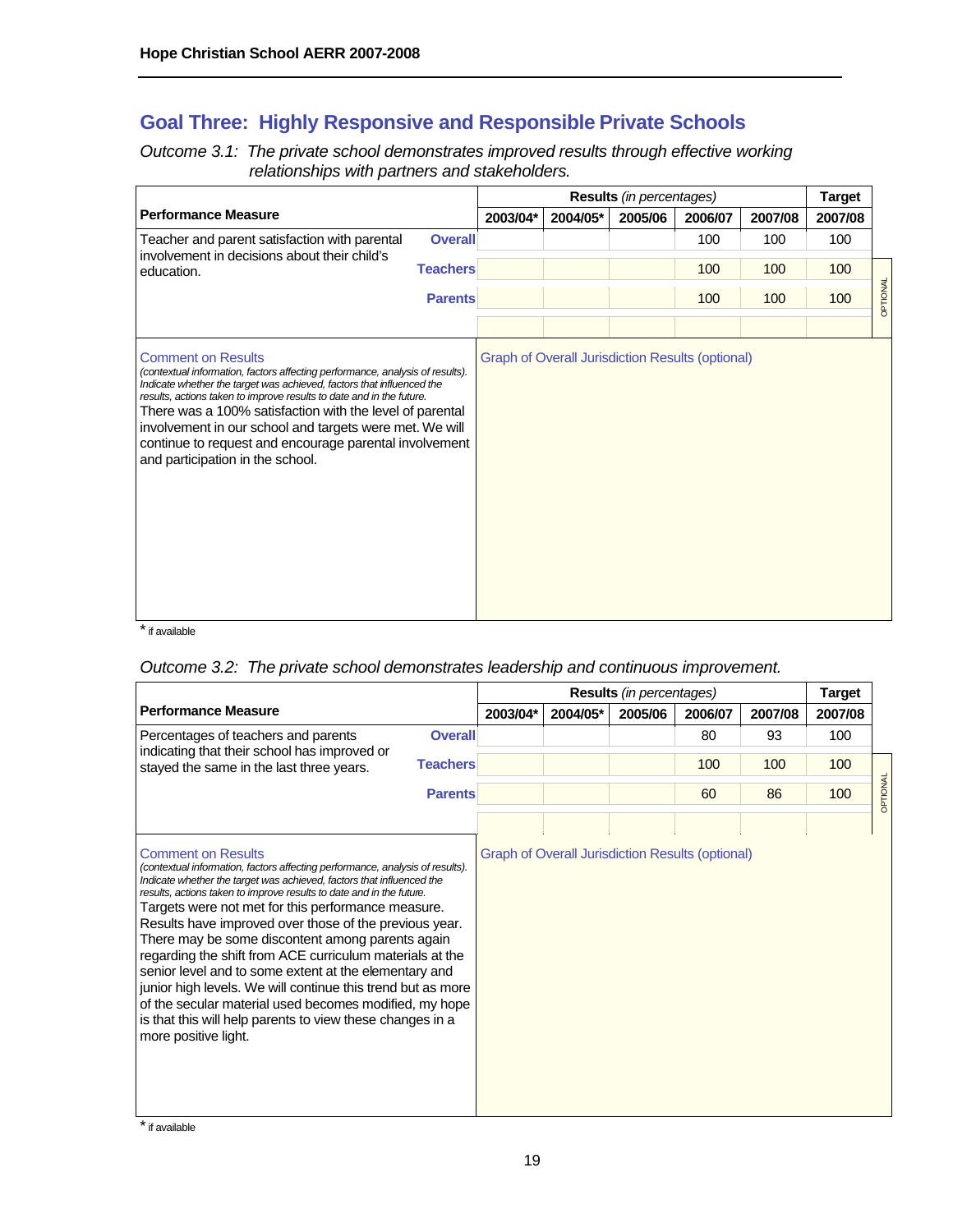## Goal Three: Highly Responsive and Responsible Private Schools

*Outcome 3.1: The private school demonstrates improved results through effective working relationships with partners and stakeholders.*

| Performance Measure | | Results *(in percentages)* | | | | | Target |
|---|---|---|---|---|---|---|---|
| | | 2003/04* | 2004/05* | 2005/06 | 2006/07 | 2007/08 | 2007/08 |
| Teacher and parent satisfaction with parental involvement in decisions about their child's education. | Overall | | | | 100 | 100 | 100 |
| | Teachers | | | | 100 | 100 | 100 |
| | Parents | | | | 100 | 100 | 100 |

OPTIONAL

**Comment on Results**
*(contextual information, factors affecting performance, analysis of results). Indicate whether the target was achieved, factors that influenced the results, actions taken to improve results to date and in the future.*

There was a 100% satisfaction with the level of parental involvement in our school and targets were met. We will continue to request and encourage parental involvement and participation in the school.

Graph of Overall Jurisdiction Results (optional)

* if available

*Outcome 3.2: The private school demonstrates leadership and continuous improvement.*

| Performance Measure | | Results *(in percentages)* | | | | | Target |
|---|---|---|---|---|---|---|---|
| | | 2003/04* | 2004/05* | 2005/06 | 2006/07 | 2007/08 | 2007/08 |
| Percentages of teachers and parents indicating that their school has improved or stayed the same in the last three years. | Overall | | | | 80 | 93 | 100 |
| | Teachers | | | | 100 | 100 | 100 |
| | Parents | | | | 60 | 86 | 100 |

OPTIONAL

**Comment on Results**
*(contextual information, factors affecting performance, analysis of results). Indicate whether the target was achieved, factors that influenced the results, actions taken to improve results to date and in the future.*

Targets were not met for this performance measure. Results have improved over those of the previous year. There may be some discontent among parents again regarding the shift from ACE curriculum materials at the senior level and to some extent at the elementary and junior high levels. We will continue this trend but as more of the secular material used becomes modified, my hope is that this will help parents to view these changes in a more positive light.

Graph of Overall Jurisdiction Results (optional)

* if available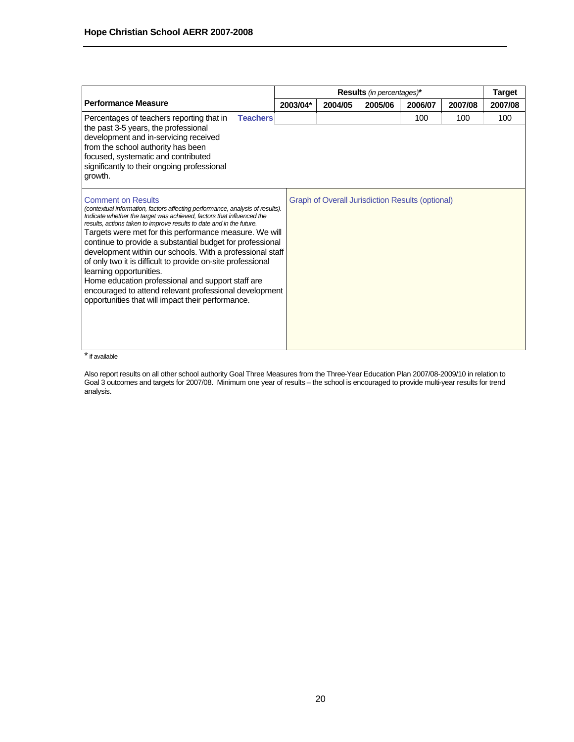| Performance Measure | | Results *(in percentages)** | | | | | Target |
|---|---|---|---|---|---|---|---|
| | | 2003/04* | 2004/05 | 2005/06 | 2006/07 | 2007/08 | 2007/08 |
| Percentages of teachers reporting that in the past 3-5 years, the professional development and in-servicing received from the school authority has been focused, systematic and contributed significantly to their ongoing professional growth. | **Teachers** | | | | 100 | 100 | 100 |

**Comment on Results**
*(contextual information, factors affecting performance, analysis of results). Indicate whether the target was achieved, factors that influenced the results, actions taken to improve results to date and in the future.*

Targets were met for this performance measure. We will continue to provide a substantial budget for professional development within our schools. With a professional staff of only two it is difficult to provide on-site professional learning opportunities.
Home education professional and support staff are encouraged to attend relevant professional development opportunities that will impact their performance.

**Graph of Overall Jurisdiction Results (optional)**

\* if available

Also report results on all other school authority Goal Three Measures from the Three-Year Education Plan 2007/08-2009/10 in relation to Goal 3 outcomes and targets for 2007/08. Minimum one year of results – the school is encouraged to provide multi-year results for trend analysis.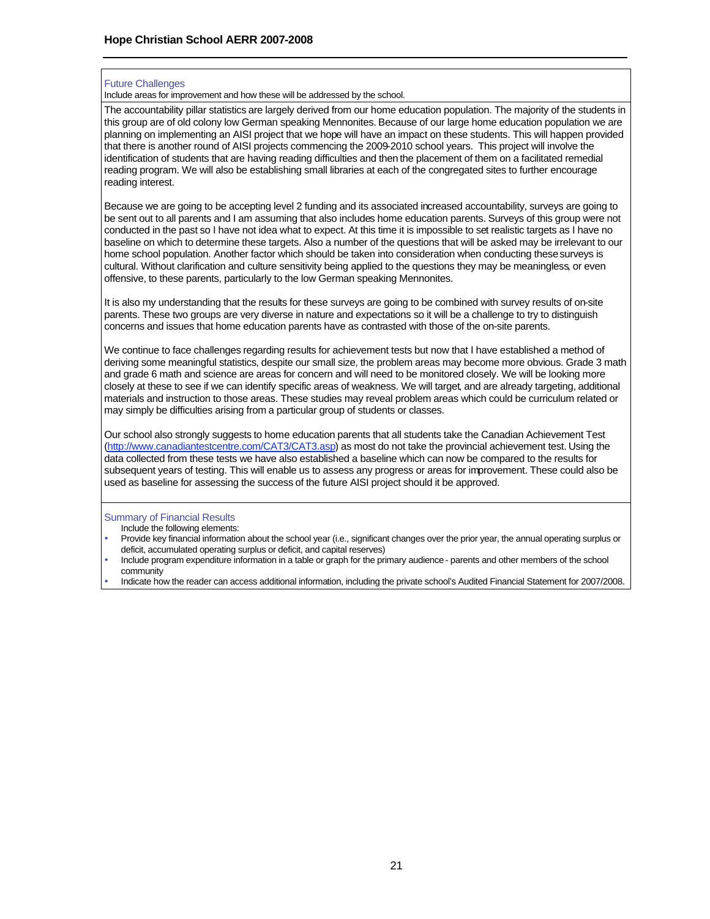## Future Challenges

Include areas for improvement and how these will be addressed by the school.

The accountability pillar statistics are largely derived from our home education population. The majority of the students in this group are of old colony low German speaking Mennonites. Because of our large home education population we are planning on implementing an AISI project that we hope will have an impact on these students. This will happen provided that there is another round of AISI projects commencing the 2009-2010 school years. This project will involve the identification of students that are having reading difficulties and then the placement of them on a facilitated remedial reading program. We will also be establishing small libraries at each of the congregated sites to further encourage reading interest.

Because we are going to be accepting level 2 funding and its associated increased accountability, surveys are going to be sent out to all parents and I am assuming that also includes home education parents. Surveys of this group were not conducted in the past so I have not idea what to expect. At this time it is impossible to set realistic targets as I have no baseline on which to determine these targets. Also a number of the questions that will be asked may be irrelevant to our home school population. Another factor which should be taken into consideration when conducting these surveys is cultural. Without clarification and culture sensitivity being applied to the questions they may be meaningless, or even offensive, to these parents, particularly to the low German speaking Mennonites.

It is also my understanding that the results for these surveys are going to be combined with survey results of on-site parents. These two groups are very diverse in nature and expectations so it will be a challenge to try to distinguish concerns and issues that home education parents have as contrasted with those of the on-site parents.

We continue to face challenges regarding results for achievement tests but now that I have established a method of deriving some meaningful statistics, despite our small size, the problem areas may become more obvious. Grade 3 math and grade 6 math and science are areas for concern and will need to be monitored closely. We will be looking more closely at these to see if we can identify specific areas of weakness. We will target, and are already targeting, additional materials and instruction to those areas. These studies may reveal problem areas which could be curriculum related or may simply be difficulties arising from a particular group of students or classes.

Our school also strongly suggests to home education parents that all students take the Canadian Achievement Test (http://www.canadiantestcentre.com/CAT3/CAT3.asp) as most do not take the provincial achievement test. Using the data collected from these tests we have also established a baseline which can now be compared to the results for subsequent years of testing. This will enable us to assess any progress or areas for improvement. These could also be used as baseline for assessing the success of the future AISI project should it be approved.

## Summary of Financial Results

Include the following elements:

- Provide key financial information about the school year (i.e., significant changes over the prior year, the annual operating surplus or deficit, accumulated operating surplus or deficit, and capital reserves)
- Include program expenditure information in a table or graph for the primary audience - parents and other members of the school community
- Indicate how the reader can access additional information, including the private school's Audited Financial Statement for 2007/2008.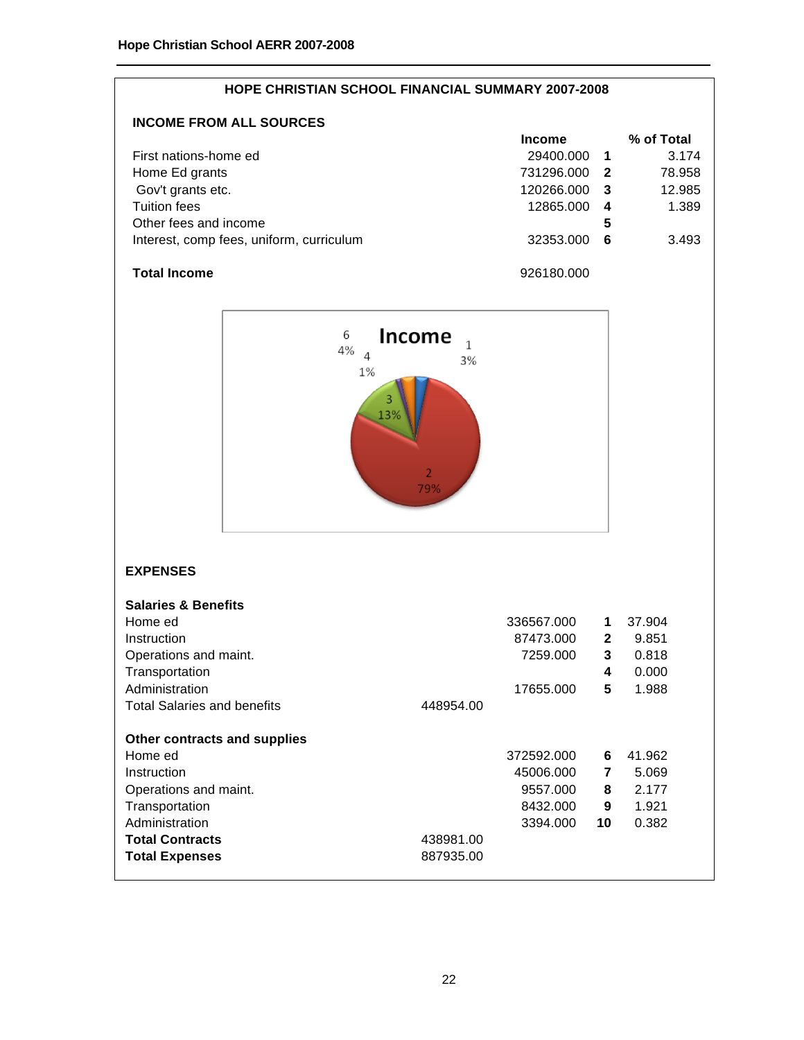## HOPE CHRISTIAN SCHOOL FINANCIAL SUMMARY 2007-2008

### INCOME FROM ALL SOURCES

| | Income | | % of Total |
|---|---|---|---|
| First nations-home ed | 29400.000 | **1** | 3.174 |
| Home Ed grants | 731296.000 | **2** | 78.958 |
| Gov't grants etc. | 120266.000 | **3** | 12.985 |
| Tuition fees | 12865.000 | **4** | 1.389 |
| Other fees and income | | **5** | |
| Interest, comp fees, uniform, curriculum | 32353.000 | **6** | 3.493 |
| **Total Income** | 926180.000 | | |

Income

| Segment | Percentage |
|---|---|
| 1 | 3% |
| 2 | 79% |
| 3 | 13% |
| 4 | 1% |
| 6 | 4% |

### EXPENSES

| | | | | |
|---|---|---|---|---|
| **Salaries & Benefits** | | | | |
| Home ed | | 336567.000 | **1** | 37.904 |
| Instruction | | 87473.000 | **2** | 9.851 |
| Operations and maint. | | 7259.000 | **3** | 0.818 |
| Transportation | | | **4** | 0.000 |
| Administration | | 17655.000 | **5** | 1.988 |
| Total Salaries and benefits | 448954.00 | | | |
| **Other contracts and supplies** | | | | |
| Home ed | | 372592.000 | **6** | 41.962 |
| Instruction | | 45006.000 | **7** | 5.069 |
| Operations and maint. | | 9557.000 | **8** | 2.177 |
| Transportation | | 8432.000 | **9** | 1.921 |
| Administration | | 3394.000 | **10** | 0.382 |
| **Total Contracts** | 438981.00 | | | |
| **Total Expenses** | 887935.00 | | | |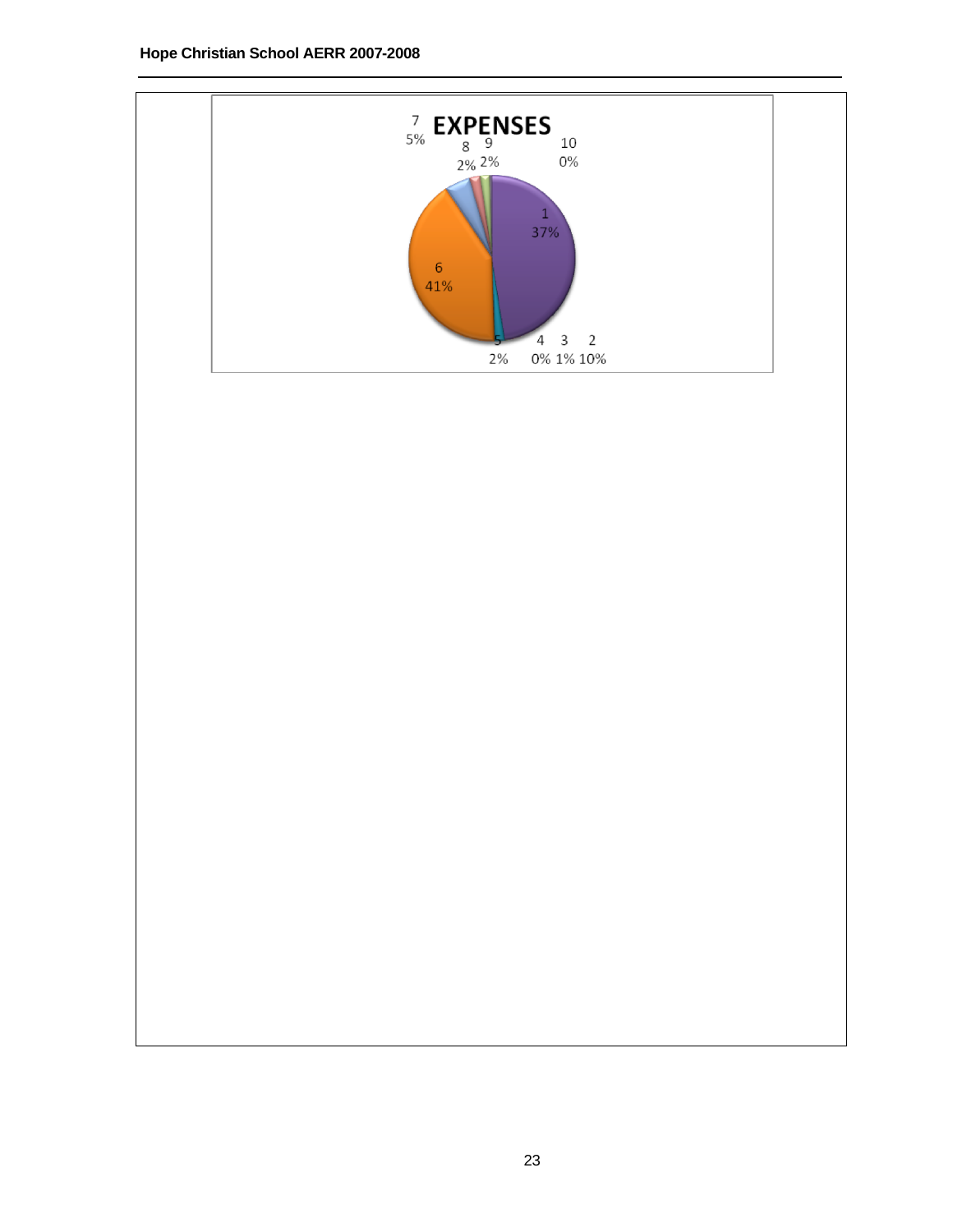**EXPENSES**

| Category | Percentage |
| --- | --- |
| 1 | 37% |
| 2 | 10% |
| 3 | 1% |
| 4 | 0% |
| 5 | 2% |
| 6 | 41% |
| 7 | 5% |
| 8 | 2% |
| 9 | 2% |
| 10 | 0% |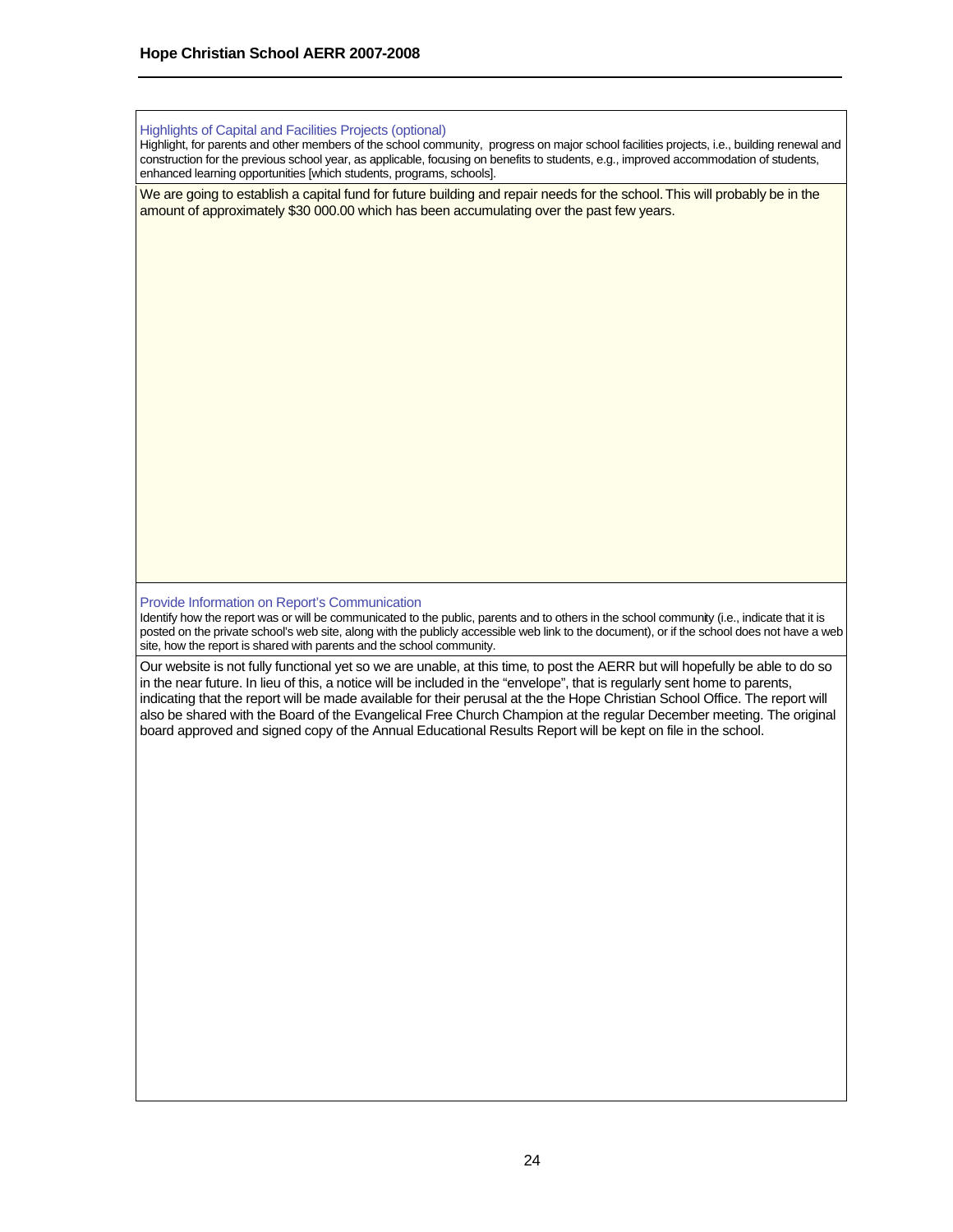### Highlights of Capital and Facilities Projects (optional)

Highlight, for parents and other members of the school community, progress on major school facilities projects, i.e., building renewal and construction for the previous school year, as applicable, focusing on benefits to students, e.g., improved accommodation of students, enhanced learning opportunities [which students, programs, schools].

We are going to establish a capital fund for future building and repair needs for the school. This will probably be in the amount of approximately $30 000.00 which has been accumulating over the past few years.

### Provide Information on Report's Communication

Identify how the report was or will be communicated to the public, parents and to others in the school community (i.e., indicate that it is posted on the private school's web site, along with the publicly accessible web link to the document), or if the school does not have a web site, how the report is shared with parents and the school community.

Our website is not fully functional yet so we are unable, at this time, to post the AERR but will hopefully be able to do so in the near future. In lieu of this, a notice will be included in the "envelope", that is regularly sent home to parents, indicating that the report will be made available for their perusal at the the Hope Christian School Office. The report will also be shared with the Board of the Evangelical Free Church Champion at the regular December meeting. The original board approved and signed copy of the Annual Educational Results Report will be kept on file in the school.